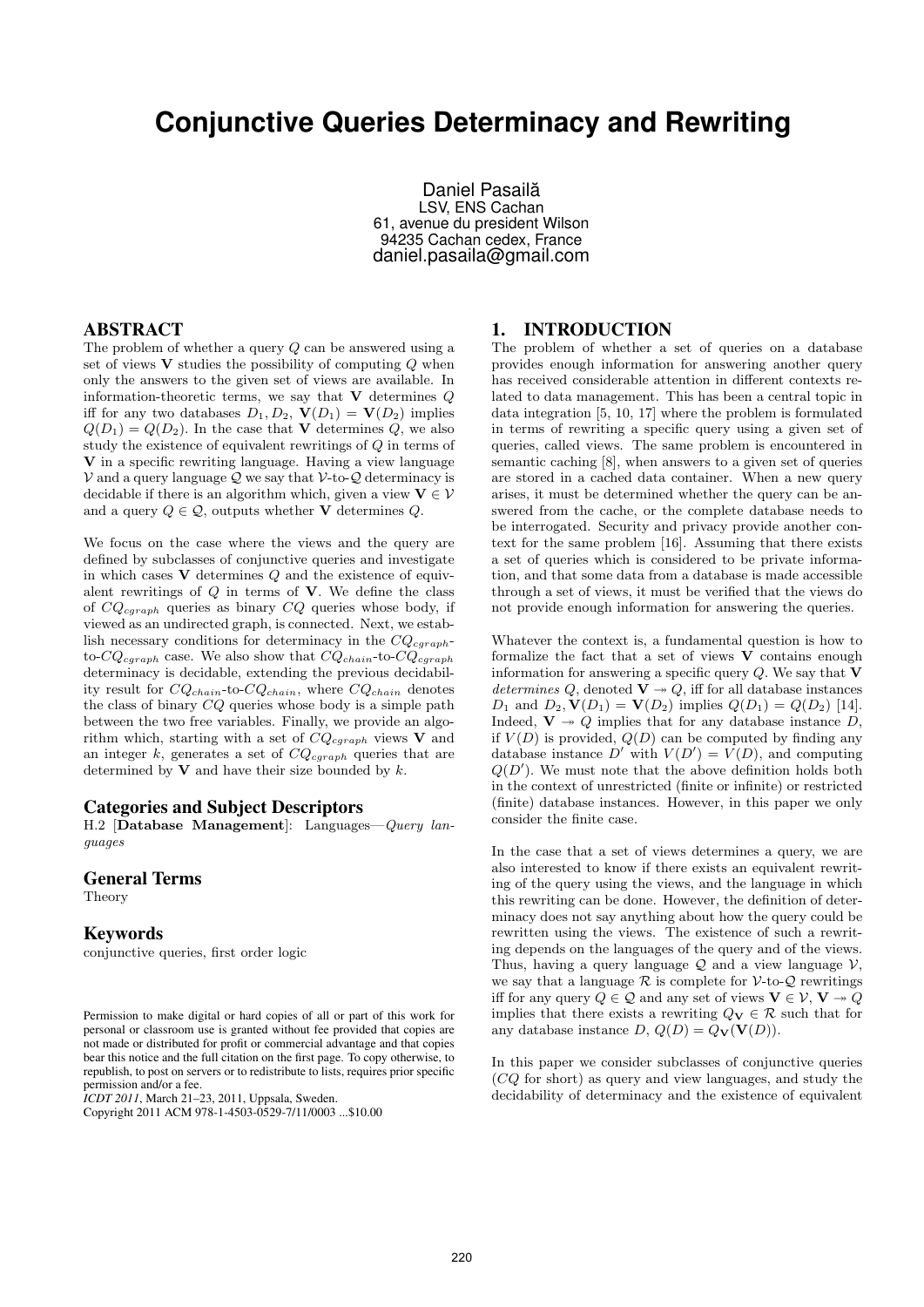# Conjunctive Queries Determinacy and Rewriting

Daniel Pasailă
LSV, ENS Cachan
61, avenue du president Wilson
94235 Cachan cedex, France
daniel.pasaila@gmail.com

## ABSTRACT

The problem of whether a query $Q$ can be answered using a set of views $\mathbf{V}$ studies the possibility of computing $Q$ when only the answers to the given set of views are available. In information-theoretic terms, we say that $\mathbf{V}$ determines $Q$ iff for any two databases $D_1, D_2$, $\mathbf{V}(D_1) = \mathbf{V}(D_2)$ implies $Q(D_1) = Q(D_2)$. In the case that $\mathbf{V}$ determines $Q$, we also study the existence of equivalent rewritings of $Q$ in terms of $\mathbf{V}$ in a specific rewriting language. Having a view language $\mathcal{V}$ and a query language $\mathcal{Q}$ we say that $\mathcal{V}$-to-$\mathcal{Q}$ determinacy is decidable if there is an algorithm which, given a view $\mathbf{V} \in \mathcal{V}$ and a query $Q \in \mathcal{Q}$, outputs whether $\mathbf{V}$ determines $Q$.

We focus on the case where the views and the query are defined by subclasses of conjunctive queries and investigate in which cases $\mathbf{V}$ determines $Q$ and the existence of equivalent rewritings of $Q$ in terms of $\mathbf{V}$. We define the class of $CQ_{cgraph}$ queries as binary $CQ$ queries whose body, if viewed as an undirected graph, is connected. Next, we establish necessary conditions for determinacy in the $CQ_{cgraph}$-to-$CQ_{cgraph}$ case. We also show that $CQ_{chain}$-to-$CQ_{cgraph}$ determinacy is decidable, extending the previous decidability result for $CQ_{chain}$-to-$CQ_{chain}$, where $CQ_{chain}$ denotes the class of binary $CQ$ queries whose body is a simple path between the two free variables. Finally, we provide an algorithm which, starting with a set of $CQ_{cgraph}$ views $\mathbf{V}$ and an integer $k$, generates a set of $CQ_{cgraph}$ queries that are determined by $\mathbf{V}$ and have their size bounded by $k$.

### Categories and Subject Descriptors

H.2 [**Database Management**]: Languages—*Query languages*

### General Terms

Theory

### Keywords

conjunctive queries, first order logic

Permission to make digital or hard copies of all or part of this work for personal or classroom use is granted without fee provided that copies are not made or distributed for profit or commercial advantage and that copies bear this notice and the full citation on the first page. To copy otherwise, to republish, to post on servers or to redistribute to lists, requires prior specific permission and/or a fee.
*ICDT 2011*, March 21–23, 2011, Uppsala, Sweden.
Copyright 2011 ACM 978-1-4503-0529-7/11/0003 ...$10.00

## 1. INTRODUCTION

The problem of whether a set of queries on a database provides enough information for answering another query has received considerable attention in different contexts related to data management. This has been a central topic in data integration [5, 10, 17] where the problem is formulated in terms of rewriting a specific query using a given set of queries, called views. The same problem is encountered in semantic caching [8], when answers to a given set of queries are stored in a cached data container. When a new query arises, it must be determined whether the query can be answered from the cache, or the complete database needs to be interrogated. Security and privacy provide another context for the same problem [16]. Assuming that there exists a set of queries which is considered to be private information, and that some data from a database is made accessible through a set of views, it must be verified that the views do not provide enough information for answering the queries.

Whatever the context is, a fundamental question is how to formalize the fact that a set of views $\mathbf{V}$ contains enough information for answering a specific query $Q$. We say that $\mathbf{V}$ *determines* $Q$, denoted $\mathbf{V} \twoheadrightarrow Q$, iff for all database instances $D_1$ and $D_2$, $\mathbf{V}(D_1) = \mathbf{V}(D_2)$ implies $Q(D_1) = Q(D_2)$ [14]. Indeed, $\mathbf{V} \twoheadrightarrow Q$ implies that for any database instance $D$, if $V(D)$ is provided, $Q(D)$ can be computed by finding any database instance $D'$ with $V(D') = V(D)$, and computing $Q(D')$. We must note that the above definition holds both in the context of unrestricted (finite or infinite) or restricted (finite) database instances. However, in this paper we only consider the finite case.

In the case that a set of views determines a query, we are also interested to know if there exists an equivalent rewriting of the query using the views, and the language in which this rewriting can be done. However, the definition of determinacy does not say anything about how the query could be rewritten using the views. The existence of such a rewriting depends on the languages of the query and of the views. Thus, having a query language $\mathcal{Q}$ and a view language $\mathcal{V}$, we say that a language $\mathcal{R}$ is complete for $\mathcal{V}$-to-$\mathcal{Q}$ rewritings iff for any query $Q \in \mathcal{Q}$ and any set of views $\mathbf{V} \in \mathcal{V}$, $\mathbf{V} \twoheadrightarrow Q$ implies that there exists a rewriting $Q_{\mathbf{V}} \in \mathcal{R}$ such that for any database instance $D$, $Q(D) = Q_{\mathbf{V}}(\mathbf{V}(D))$.

In this paper we consider subclasses of conjunctive queries ($CQ$ for short) as query and view languages, and study the decidability of determinacy and the existence of equivalent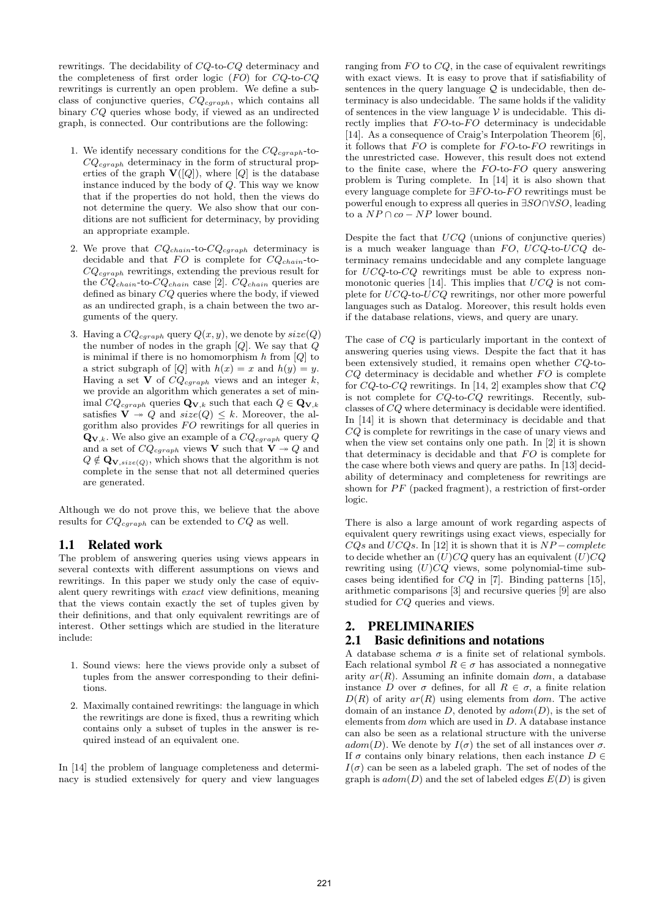rewritings. The decidability of $CQ$-to-$CQ$ determinacy and the completeness of first order logic ($FO$) for $CQ$-to-$CQ$ rewritings is currently an open problem. We define a subclass of conjunctive queries, $CQ_{cgraph}$, which contains all binary $CQ$ queries whose body, if viewed as an undirected graph, is connected. Our contributions are the following:

1. We identify necessary conditions for the $CQ_{cgraph}$-to-$CQ_{cgraph}$ determinacy in the form of structural properties of the graph $\mathbf{V}([Q])$, where $[Q]$ is the database instance induced by the body of $Q$. This way we know that if the properties do not hold, then the views do not determine the query. We also show that our conditions are not sufficient for determinacy, by providing an appropriate example.
2. We prove that $CQ_{chain}$-to-$CQ_{cgraph}$ determinacy is decidable and that $FO$ is complete for $CQ_{chain}$-to-$CQ_{cgraph}$ rewritings, extending the previous result for the $CQ_{chain}$-to-$CQ_{chain}$ case [2]. $CQ_{chain}$ queries are defined as binary $CQ$ queries where the body, if viewed as an undirected graph, is a chain between the two arguments of the query.
3. Having a $CQ_{cgraph}$ query $Q(x, y)$, we denote by $size(Q)$ the number of nodes in the graph $[Q]$. We say that $Q$ is minimal if there is no homomorphism $h$ from $[Q]$ to a strict subgraph of $[Q]$ with $h(x) = x$ and $h(y) = y$. Having a set $\mathbf{V}$ of $CQ_{cgraph}$ views and an integer $k$, we provide an algorithm which generates a set of minimal $CQ_{cgraph}$ queries $\mathbf{Q}_{\mathbf{V},k}$ such that each $Q \in \mathbf{Q}_{\mathbf{V},k}$ satisfies $\mathbf{V} \twoheadrightarrow Q$ and $size(Q) \leq k$. Moreover, the algorithm also provides $FO$ rewritings for all queries in $\mathbf{Q}_{\mathbf{V},k}$. We also give an example of a $CQ_{cgraph}$ query $Q$ and a set of $CQ_{cgraph}$ views $\mathbf{V}$ such that $\mathbf{V} \twoheadrightarrow Q$ and $Q \notin \mathbf{Q}_{\mathbf{V},size(Q)}$, which shows that the algorithm is not complete in the sense that not all determined queries are generated.

Although we do not prove this, we believe that the above results for $CQ_{cgraph}$ can be extended to $CQ$ as well.

## 1.1 Related work

The problem of answering queries using views appears in several contexts with different assumptions on views and rewritings. In this paper we study only the case of equivalent query rewritings with *exact* view definitions, meaning that the views contain exactly the set of tuples given by their definitions, and that only equivalent rewritings are of interest. Other settings which are studied in the literature include:

1. Sound views: here the views provide only a subset of tuples from the answer corresponding to their definitions.
2. Maximally contained rewritings: the language in which the rewritings are done is fixed, thus a rewriting which contains only a subset of tuples in the answer is required instead of an equivalent one.

In [14] the problem of language completeness and determinacy is studied extensively for query and view languages ranging from $FO$ to $CQ$, in the case of equivalent rewritings with exact views. It is easy to prove that if satisfiability of sentences in the query language $\mathcal{Q}$ is undecidable, then determinacy is also undecidable. The same holds if the validity of sentences in the view language $\mathcal{V}$ is undecidable. This directly implies that $FO$-to-$FO$ determinacy is undecidable [14]. As a consequence of Craig's Interpolation Theorem [6], it follows that $FO$ is complete for $FO$-to-$FO$ rewritings in the unrestricted case. However, this result does not extend to the finite case, where the $FO$-to-$FO$ query answering problem is Turing complete. In [14] it is also shown that every language complete for $\exists FO$-to-$FO$ rewritings must be powerful enough to express all queries in $\exists SO \cap \forall SO$, leading to a $NP \cap co-NP$ lower bound.

Despite the fact that $UCQ$ (unions of conjunctive queries) is a much weaker language than $FO$, $UCQ$-to-$UCQ$ determinacy remains undecidable and any complete language for $UCQ$-to-$CQ$ rewritings must be able to express non-monotonic queries [14]. This implies that $UCQ$ is not complete for $UCQ$-to-$UCQ$ rewritings, nor other more powerful languages such as Datalog. Moreover, this result holds even if the database relations, views, and query are unary.

The case of $CQ$ is particularly important in the context of answering queries using views. Despite the fact that it has been extensively studied, it remains open whether $CQ$-to-$CQ$ determinacy is decidable and whether $FO$ is complete for $CQ$-to-$CQ$ rewritings. In [14, 2] examples show that $CQ$ is not complete for $CQ$-to-$CQ$ rewritings. Recently, subclasses of $CQ$ where determinacy is decidable were identified. In [14] it is shown that determinacy is decidable and that $CQ$ is complete for rewritings in the case of unary views and when the view set contains only one path. In [2] it is shown that determinacy is decidable and that $FO$ is complete for the case where both views and query are paths. In [13] decidability of determinacy and completeness for rewritings are shown for $PF$ (packed fragment), a restriction of first-order logic.

There is also a large amount of work regarding aspects of equivalent query rewritings using exact views, especially for $CQs$ and $UCQs$. In [12] it is shown that it is $NP-complete$ to decide whether an $(U)CQ$ query has an equivalent $(U)CQ$ rewriting using $(U)CQ$ views, some polynomial-time subcases being identified for $CQ$ in [7]. Binding patterns [15], arithmetic comparisons [3] and recursive queries [9] are also studied for $CQ$ queries and views.

# 2. PRELIMINARIES

## 2.1 Basic definitions and notations

A database schema $\sigma$ is a finite set of relational symbols. Each relational symbol $R \in \sigma$ has associated a nonnegative arity $ar(R)$. Assuming an infinite domain $dom$, a database instance $D$ over $\sigma$ defines, for all $R \in \sigma$, a finite relation $D(R)$ of arity $ar(R)$ using elements from $dom$. The active domain of an instance $D$, denoted by $adom(D)$, is the set of elements from $dom$ which are used in $D$. A database instance can also be seen as a relational structure with the universe $adom(D)$. We denote by $I(\sigma)$ the set of all instances over $\sigma$. If $\sigma$ contains only binary relations, then each instance $D \in I(\sigma)$ can be seen as a labeled graph. The set of nodes of the graph is $adom(D)$ and the set of labeled edges $E(D)$ is given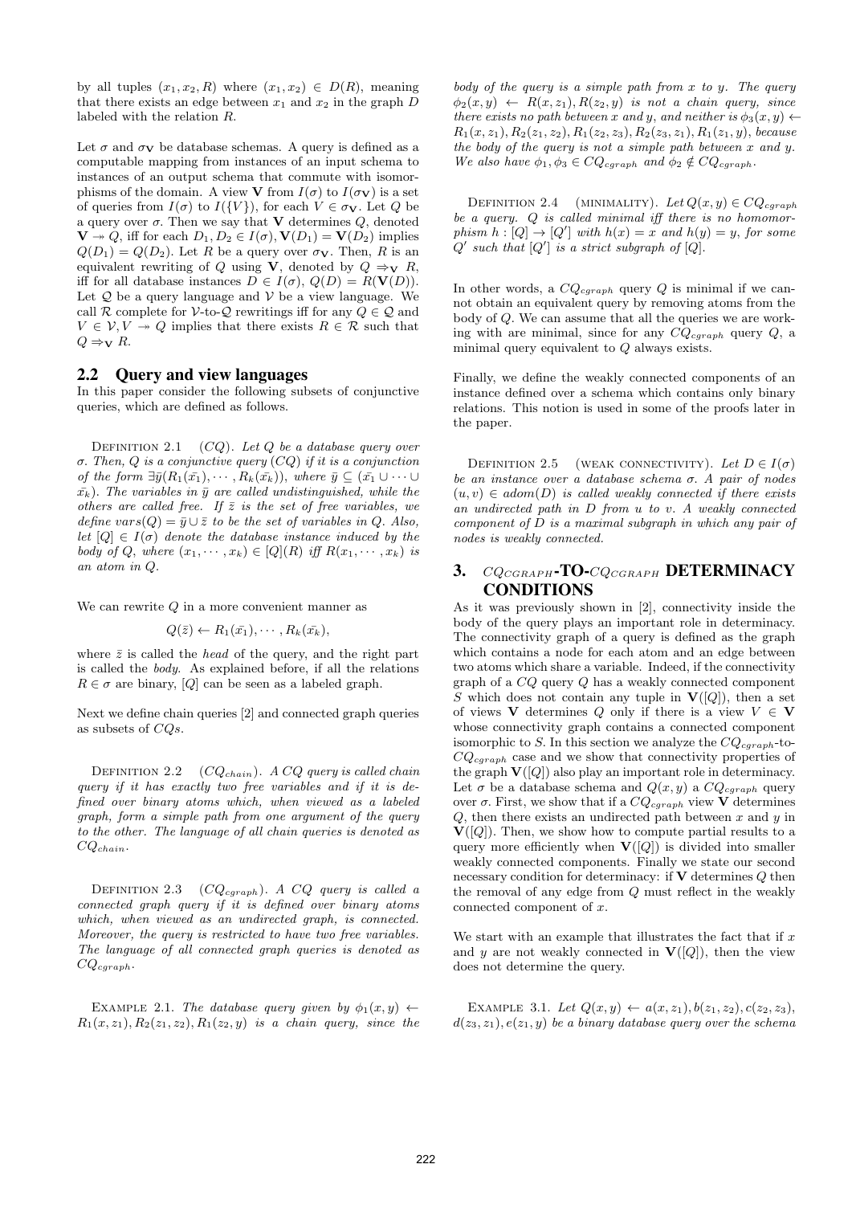by all tuples $(x_1, x_2, R)$ where $(x_1, x_2) \in D(R)$, meaning that there exists an edge between $x_1$ and $x_2$ in the graph $D$ labeled with the relation $R$.

Let $\sigma$ and $\sigma_{\mathbf{V}}$ be database schemas. A query is defined as a computable mapping from instances of an input schema to instances of an output schema that commute with isomorphisms of the domain. A view $\mathbf{V}$ from $I(\sigma)$ to $I(\sigma_{\mathbf{V}})$ is a set of queries from $I(\sigma)$ to $I(\{V\})$, for each $V \in \sigma_{\mathbf{V}}$. Let $Q$ be a query over $\sigma$. Then we say that $\mathbf{V}$ determines $Q$, denoted $\mathbf{V} \twoheadrightarrow Q$, iff for each $D_1, D_2 \in I(\sigma), \mathbf{V}(D_1) = \mathbf{V}(D_2)$ implies $Q(D_1) = Q(D_2)$. Let $R$ be a query over $\sigma_{\mathbf{V}}$. Then, $R$ is an equivalent rewriting of $Q$ using $\mathbf{V}$, denoted by $Q \Rightarrow_{\mathbf{V}} R$, iff for all database instances $D \in I(\sigma)$, $Q(D) = R(\mathbf{V}(D))$. Let $\mathcal{Q}$ be a query language and $\mathcal{V}$ be a view language. We call $\mathcal{R}$ complete for $\mathcal{V}$-to-$\mathcal{Q}$ rewritings iff for any $Q \in \mathcal{Q}$ and $V \in \mathcal{V}, V \twoheadrightarrow Q$ implies that there exists $R \in \mathcal{R}$ such that $Q \Rightarrow_{\mathbf{V}} R$.

## 2.2 Query and view languages

In this paper consider the following subsets of conjunctive queries, which are defined as follows.

Definition 2.1 ($CQ$). *Let $Q$ be a database query over $\sigma$. Then, $Q$ is a conjunctive query ($CQ$) if it is a conjunction of the form $\exists \bar{y}(R_1(\bar{x_1}), \cdots, R_k(\bar{x_k}))$, where $\bar{y} \subseteq (\bar{x_1} \cup \cdots \cup \bar{x_k})$. The variables in $\bar{y}$ are called undistinguished, while the others are called free. If $\bar{z}$ is the set of free variables, we define $vars(Q) = \bar{y} \cup \bar{z}$ to be the set of variables in $Q$. Also, let $[Q] \in I(\sigma)$ denote the database instance induced by the body of $Q$, where $(x_1, \cdots, x_k) \in [Q](R)$ iff $R(x_1, \cdots, x_k)$ is an atom in $Q$.*

We can rewrite $Q$ in a more convenient manner as

$$Q(\bar{z}) \leftarrow R_1(\bar{x_1}), \cdots, R_k(\bar{x_k}),$$

where $\bar{z}$ is called the *head* of the query, and the right part is called the *body*. As explained before, if all the relations $R \in \sigma$ are binary, $[Q]$ can be seen as a labeled graph.

Next we define chain queries [2] and connected graph queries as subsets of $CQ$s.

Definition 2.2 ($CQ_{chain}$). *A $CQ$ query is called chain query if it has exactly two free variables and if it is defined over binary atoms which, when viewed as a labeled graph, form a simple path from one argument of the query to the other. The language of all chain queries is denoted as $CQ_{chain}$.*

Definition 2.3 ($CQ_{cgraph}$). *A $CQ$ query is called a connected graph query if it is defined over binary atoms which, when viewed as an undirected graph, is connected. Moreover, the query is restricted to have two free variables. The language of all connected graph queries is denoted as $CQ_{cgraph}$.*

Example 2.1. *The database query given by $\phi_1(x, y) \leftarrow R_1(x, z_1), R_2(z_1, z_2), R_1(z_2, y)$ is a chain query, since the body of the query is a simple path from $x$ to $y$. The query $\phi_2(x, y) \leftarrow R(x, z_1), R(z_2, y)$ is not a chain query, since there exists no path between $x$ and $y$, and neither is $\phi_3(x, y) \leftarrow R_1(x, z_1), R_2(z_1, z_2), R_1(z_2, z_3), R_2(z_3, z_1), R_1(z_1, y)$, because the body of the query is not a simple path between $x$ and $y$. We also have $\phi_1, \phi_3 \in CQ_{cgraph}$ and $\phi_2 \notin CQ_{cgraph}$.*

Definition 2.4 (minimality). *Let $Q(x, y) \in CQ_{cgraph}$ be a query. $Q$ is called minimal iff there is no homomorphism $h : [Q] \to [Q']$ with $h(x) = x$ and $h(y) = y$, for some $Q'$ such that $[Q']$ is a strict subgraph of $[Q]$.*

In other words, a $CQ_{cgraph}$ query $Q$ is minimal if we cannot obtain an equivalent query by removing atoms from the body of $Q$. We can assume that all the queries we are working with are minimal, since for any $CQ_{cgraph}$ query $Q$, a minimal query equivalent to $Q$ always exists.

Finally, we define the weakly connected components of an instance defined over a schema which contains only binary relations. This notion is used in some of the proofs later in the paper.

Definition 2.5 (weak connectivity). *Let $D \in I(\sigma)$ be an instance over a database schema $\sigma$. A pair of nodes $(u, v) \in adom(D)$ is called weakly connected if there exists an undirected path in $D$ from $u$ to $v$. A weakly connected component of $D$ is a maximal subgraph in which any pair of nodes is weakly connected.*

# 3. $CQ_{CGRAPH}$-TO-$CQ_{CGRAPH}$ DETERMINACY CONDITIONS

As it was previously shown in [2], connectivity inside the body of the query plays an important role in determinacy. The connectivity graph of a query is defined as the graph which contains a node for each atom and an edge between two atoms which share a variable. Indeed, if the connectivity graph of a $CQ$ query $Q$ has a weakly connected component $S$ which does not contain any tuple in $\mathbf{V}([Q])$, then a set of views $\mathbf{V}$ determines $Q$ only if there is a view $V \in \mathbf{V}$ whose connectivity graph contains a connected component isomorphic to $S$. In this section we analyze the $CQ_{cgraph}$-to-$CQ_{cgraph}$ case and we show that connectivity properties of the graph $\mathbf{V}([Q])$ also play an important role in determinacy. Let $\sigma$ be a database schema and $Q(x, y)$ a $CQ_{cgraph}$ query over $\sigma$. First, we show that if a $CQ_{cgraph}$ view $\mathbf{V}$ determines $Q$, then there exists an undirected path between $x$ and $y$ in $\mathbf{V}([Q])$. Then, we show how to compute partial results to a query more efficiently when $\mathbf{V}([Q])$ is divided into smaller weakly connected components. Finally we state our second necessary condition for determinacy: if $\mathbf{V}$ determines $Q$ then the removal of any edge from $Q$ must reflect in the weakly connected component of $x$.

We start with an example that illustrates the fact that if $x$ and $y$ are not weakly connected in $\mathbf{V}([Q])$, then the view does not determine the query.

Example 3.1. *Let $Q(x, y) \leftarrow a(x, z_1), b(z_1, z_2), c(z_2, z_3), d(z_3, z_1), e(z_1, y)$ be a binary database query over the schema*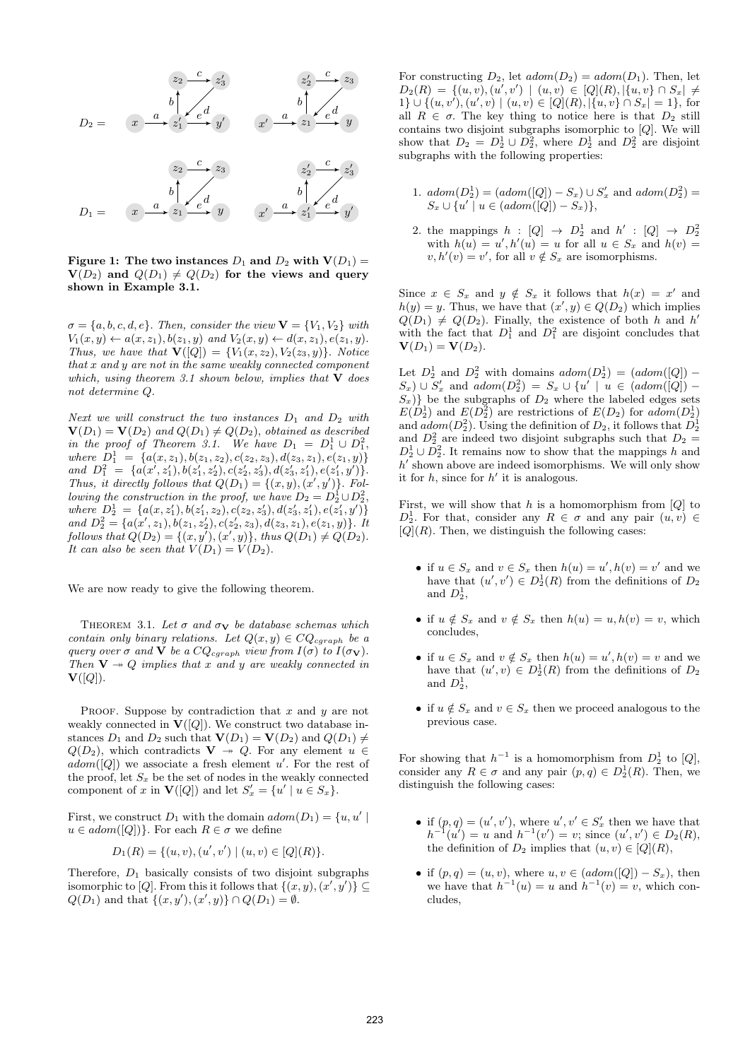$D_2 =$

$D_1 =$

**Figure 1: The two instances $D_1$ and $D_2$ with $\mathbf{V}(D_1) = \mathbf{V}(D_2)$ and $Q(D_1) \neq Q(D_2)$ for the views and query shown in Example 3.1.**

*$\sigma = \{a, b, c, d, e\}$. Then, consider the view $\mathbf{V} = \{V_1, V_2\}$ with $V_1(x, y) \leftarrow a(x, z_1), b(z_1, y)$ and $V_2(x, y) \leftarrow d(x, z_1), e(z_1, y)$. Thus, we have that $\mathbf{V}([Q]) = \{V_1(x, z_2), V_2(z_3, y)\}$. Notice that $x$ and $y$ are not in the same weakly connected component which, using theorem 3.1 shown below, implies that $\mathbf{V}$ does not determine $Q$.*

*Next we will construct the two instances $D_1$ and $D_2$ with $\mathbf{V}(D_1) = \mathbf{V}(D_2)$ and $Q(D_1) \neq Q(D_2)$, obtained as described in the proof of Theorem 3.1. We have $D_1 = D_1^1 \cup D_1^2$, where $D_1^1 = \{a(x, z_1), b(z_1, z_2), c(z_2, z_3), d(z_3, z_1), e(z_1, y)\}$ and $D_1^2 = \{a(x', z_1'), b(z_1', z_2'), c(z_2', z_3'), d(z_3', z_1'), e(z_1', y')\}$. Thus, it directly follows that $Q(D_1) = \{(x, y), (x', y')\}$. Following the construction in the proof, we have $D_2 = D_2^1 \cup D_2^2$, where $D_2^1 = \{a(x, z_1'), b(z_1', z_2), c(z_2, z_3'), d(z_3', z_1'), e(z_1', y')\}$ and $D_2^2 = \{a(x', z_1), b(z_1, z_2'), c(z_2', z_3), d(z_3, z_1), e(z_1, y)\}$. It follows that $Q(D_2) = \{(x, y'), (x', y)\}$, thus $Q(D_1) \neq Q(D_2)$. It can also be seen that $V(D_1) = V(D_2)$.*

We are now ready to give the following theorem.

THEOREM 3.1. *Let $\sigma$ and $\sigma_{\mathbf{V}}$ be database schemas which contain only binary relations. Let $Q(x, y) \in CQ_{cgraph}$ be a query over $\sigma$ and $\mathbf{V}$ be a $CQ_{cgraph}$ view from $I(\sigma)$ to $I(\sigma_{\mathbf{V}})$. Then $\mathbf{V} \twoheadrightarrow Q$ implies that $x$ and $y$ are weakly connected in $\mathbf{V}([Q])$.*

PROOF. Suppose by contradiction that $x$ and $y$ are not weakly connected in $\mathbf{V}([Q])$. We construct two database instances $D_1$ and $D_2$ such that $\mathbf{V}(D_1) = \mathbf{V}(D_2)$ and $Q(D_1) \neq Q(D_2)$, which contradicts $\mathbf{V} \twoheadrightarrow Q$. For any element $u \in adom([Q])$ we associate a fresh element $u'$. For the rest of the proof, let $S_x$ be the set of nodes in the weakly connected component of $x$ in $\mathbf{V}([Q])$ and let $S_x' = \{u' \mid u \in S_x\}$.

First, we construct $D_1$ with the domain $adom(D_1) = \{u, u' \mid u \in adom([Q])\}$. For each $R \in \sigma$ we define

$$D_1(R) = \{(u, v), (u', v') \mid (u, v) \in [Q](R)\}.$$

Therefore, $D_1$ basically consists of two disjoint subgraphs isomorphic to $[Q]$. From this it follows that $\{(x, y), (x', y')\} \subseteq Q(D_1)$ and that $\{(x, y'), (x', y)\} \cap Q(D_1) = \emptyset$.

For constructing $D_2$, let $adom(D_2) = adom(D_1)$. Then, let $D_2(R) = \{(u, v), (u', v') \mid (u, v) \in [Q](R), |\{u, v\} \cap S_x| \neq 1\} \cup \{(u, v'), (u', v) \mid (u, v) \in [Q](R), |\{u, v\} \cap S_x| = 1\}$, for all $R \in \sigma$. The key thing to notice here is that $D_2$ still contains two disjoint subgraphs isomorphic to $[Q]$. We will show that $D_2 = D_2^1 \cup D_2^2$, where $D_2^1$ and $D_2^2$ are disjoint subgraphs with the following properties:

1. $adom(D_2^1) = (adom([Q]) - S_x) \cup S_x'$ and $adom(D_2^2) = S_x \cup \{u' \mid u \in (adom([Q]) - S_x)\}$,
2. the mappings $h : [Q] \to D_2^1$ and $h' : [Q] \to D_2^2$ with $h(u) = u', h'(u) = u$ for all $u \in S_x$ and $h(v) = v, h'(v) = v'$, for all $v \notin S_x$ are isomorphisms.

Since $x \in S_x$ and $y \notin S_x$ it follows that $h(x) = x'$ and $h(y) = y$. Thus, we have that $(x', y) \in Q(D_2)$ which implies $Q(D_1) \neq Q(D_2)$. Finally, the existence of both $h$ and $h'$ with the fact that $D_1^1$ and $D_1^2$ are disjoint concludes that $\mathbf{V}(D_1) = \mathbf{V}(D_2)$.

Let $D_2^1$ and $D_2^2$ with domains $adom(D_2^1) = (adom([Q]) - S_x) \cup S_x'$ and $adom(D_2^2) = S_x \cup \{u' \mid u \in (adom([Q]) - S_x)\}$ be the subgraphs of $D_2$ where the labeled edges sets $E(D_2^1)$ and $E(D_2^2)$ are restrictions of $E(D_2)$ for $adom(D_2^1)$ and $adom(D_2^2)$. Using the definition of $D_2$, it follows that $D_2^1$ and $D_2^2$ are indeed two disjoint subgraphs such that $D_2 = D_2^1 \cup D_2^2$. It remains now to show that the mappings $h$ and $h'$ shown above are indeed isomorphisms. We will only show it for $h$, since for $h'$ it is analogous.

First, we will show that $h$ is a homomorphism from $[Q]$ to $D_2^1$. For that, consider any $R \in \sigma$ and any pair $(u, v) \in [Q](R)$. Then, we distinguish the following cases:

- if $u \in S_x$ and $v \in S_x$ then $h(u) = u', h(v) = v'$ and we have that $(u', v') \in D_2^1(R)$ from the definitions of $D_2$ and $D_2^1$,
- if $u \notin S_x$ and $v \notin S_x$ then $h(u) = u, h(v) = v$, which concludes,
- if $u \in S_x$ and $v \notin S_x$ then $h(u) = u', h(v) = v$ and we have that $(u', v) \in D_2^1(R)$ from the definitions of $D_2$ and $D_2^1$,
- if $u \notin S_x$ and $v \in S_x$ then we proceed analogous to the previous case.

For showing that $h^{-1}$ is a homomorphism from $D_2^1$ to $[Q]$, consider any $R \in \sigma$ and any pair $(p, q) \in D_2^1(R)$. Then, we distinguish the following cases:

- if $(p, q) = (u', v')$, where $u', v' \in S_x'$ then we have that $h^{-1}(u') = u$ and $h^{-1}(v') = v$; since $(u', v') \in D_2(R)$, the definition of $D_2$ implies that $(u, v) \in [Q](R)$,
- if $(p, q) = (u, v)$, where $u, v \in (adom([Q]) - S_x)$, then we have that $h^{-1}(u) = u$ and $h^{-1}(v) = v$, which concludes,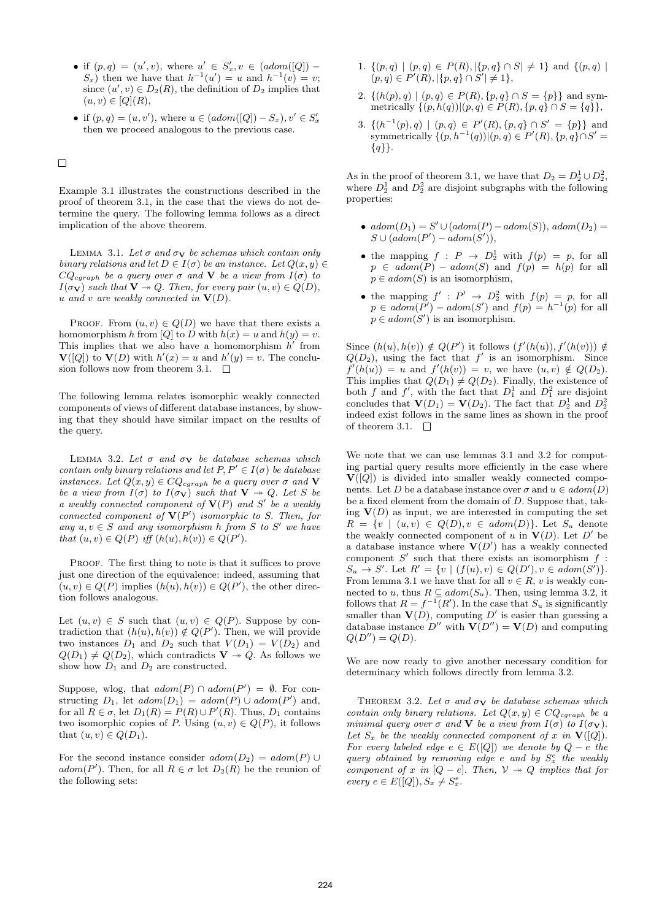- if $(p, q) = (u', v)$, where $u' \in S'_x, v \in (adom([Q]) - S_x)$ then we have that $h^{-1}(u') = u$ and $h^{-1}(v) = v$; since $(u', v) \in D_2(R)$, the definition of $D_2$ implies that $(u, v) \in [Q](R)$,
- if $(p, q) = (u, v')$, where $u \in (adom([Q]) - S_x), v' \in S'_x$ then we proceed analogous to the previous case.

$\square$

Example 3.1 illustrates the constructions described in the proof of theorem 3.1, in the case that the views do not determine the query. The following lemma follows as a direct implication of the above theorem.

LEMMA 3.1. *Let $\sigma$ and $\sigma_{\mathbf{V}}$ be schemas which contain only binary relations and let $D \in I(\sigma)$ be an instance. Let $Q(x, y) \in CQ_{cgraph}$ be a query over $\sigma$ and $\mathbf{V}$ be a view from $I(\sigma)$ to $I(\sigma_{\mathbf{V}})$ such that $\mathbf{V} \twoheadrightarrow Q$. Then, for every pair $(u, v) \in Q(D)$, $u$ and $v$ are weakly connected in $\mathbf{V}(D)$.*

PROOF. From $(u, v) \in Q(D)$ we have that there exists a homomorphism $h$ from $[Q]$ to $D$ with $h(x) = u$ and $h(y) = v$. This implies that we also have a homomorphism $h'$ from $\mathbf{V}([Q])$ to $\mathbf{V}(D)$ with $h'(x) = u$ and $h'(y) = v$. The conclusion follows now from theorem 3.1. $\square$

The following lemma relates isomorphic weakly connected components of views of different database instances, by showing that they should have similar impact on the results of the query.

LEMMA 3.2. *Let $\sigma$ and $\sigma_{\mathbf{V}}$ be database schemas which contain only binary relations and let $P, P' \in I(\sigma)$ be database instances. Let $Q(x, y) \in CQ_{cgraph}$ be a query over $\sigma$ and $\mathbf{V}$ be a view from $I(\sigma)$ to $I(\sigma_{\mathbf{V}})$ such that $\mathbf{V} \twoheadrightarrow Q$. Let $S$ be a weakly connected component of $\mathbf{V}(P)$ and $S'$ be a weakly connected component of $\mathbf{V}(P')$ isomorphic to $S$. Then, for any $u, v \in S$ and any isomorphism $h$ from $S$ to $S'$ we have that $(u, v) \in Q(P)$ iff $(h(u), h(v)) \in Q(P')$.*

PROOF. The first thing to note is that it suffices to prove just one direction of the equivalence: indeed, assuming that $(u, v) \in Q(P)$ implies $(h(u), h(v)) \in Q(P')$, the other direction follows analogous.

Let $(u, v) \in S$ such that $(u, v) \in Q(P)$. Suppose by contradiction that $(h(u), h(v)) \notin Q(P')$. Then, we will provide two instances $D_1$ and $D_2$ such that $V(D_1) = V(D_2)$ and $Q(D_1) \neq Q(D_2)$, which contradicts $\mathbf{V} \twoheadrightarrow Q$. As follows we show how $D_1$ and $D_2$ are constructed.

Suppose, wlog, that $adom(P) \cap adom(P') = \emptyset$. For constructing $D_1$, let $adom(D_1) = adom(P) \cup adom(P')$ and, for all $R \in \sigma$, let $D_1(R) = P(R) \cup P'(R)$. Thus, $D_1$ contains two isomorphic copies of $P$. Using $(u, v) \in Q(P)$, it follows that $(u, v) \in Q(D_1)$.

For the second instance consider $adom(D_2) = adom(P) \cup adom(P')$. Then, for all $R \in \sigma$ let $D_2(R)$ be the reunion of the following sets:

1. $\{(p, q) \mid (p, q) \in P(R), |\{p, q\} \cap S| \neq 1\}$ and $\{(p, q) \mid (p, q) \in P'(R), |\{p, q\} \cap S'| \neq 1\}$,
2. $\{(h(p), q) \mid (p, q) \in P(R), \{p, q\} \cap S = \{p\}\}$ and symmetrically $\{(p, h(q)) | (p, q) \in P(R), \{p, q\} \cap S = \{q\}\}$,
3. $\{(h^{-1}(p), q) \mid (p, q) \in P'(R), \{p, q\} \cap S' = \{p\}\}$ and symmetrically $\{(p, h^{-1}(q)) | (p, q) \in P'(R), \{p, q\} \cap S' = \{q\}\}$.

As in the proof of theorem 3.1, we have that $D_2 = D_2^1 \cup D_2^2$, where $D_2^1$ and $D_2^2$ are disjoint subgraphs with the following properties:

- $adom(D_1) = S' \cup (adom(P) - adom(S))$, $adom(D_2) = S \cup (adom(P') - adom(S'))$,
- the mapping $f : P \to D_2^1$ with $f(p) = p$, for all $p \in adom(P) - adom(S)$ and $f(p) = h(p)$ for all $p \in adom(S)$ is an isomorphism,
- the mapping $f' : P' \to D_2^2$ with $f(p) = p$, for all $p \in adom(P') - adom(S')$ and $f(p) = h^{-1}(p)$ for all $p \in adom(S')$ is an isomorphism.

Since $(h(u), h(v)) \notin Q(P')$ it follows $(f'(h(u)), f'(h(v))) \notin Q(D_2)$, using the fact that $f'$ is an isomorphism. Since $f'(h(u)) = u$ and $f'(h(v)) = v$, we have $(u, v) \notin Q(D_2)$. This implies that $Q(D_1) \neq Q(D_2)$. Finally, the existence of both $f$ and $f'$, with the fact that $D_2^1$ and $D_2^2$ are disjoint concludes that $\mathbf{V}(D_1) = \mathbf{V}(D_2)$. The fact that $D_2^1$ and $D_2^2$ indeed exist follows in the same lines as shown in the proof of theorem 3.1. $\square$

We note that we can use lemmas 3.1 and 3.2 for computing partial query results more efficiently in the case where $\mathbf{V}([Q])$ is divided into smaller weakly connected components. Let $D$ be a database instance over $\sigma$ and $u \in adom(D)$ be a fixed element from the domain of $D$. Suppose that, taking $\mathbf{V}(D)$ as input, we are interested in computing the set $R = \{v \mid (u, v) \in Q(D), v \in adom(D)\}$. Let $S_u$ denote the weakly connected component of $u$ in $\mathbf{V}(D)$. Let $D'$ be a database instance where $\mathbf{V}(D')$ has a weakly connected component $S'$ such that there exists an isomorphism $f : S_u \to S'$. Let $R' = \{v \mid (f(u), v) \in Q(D'), v \in adom(S')\}$. From lemma 3.1 we have that for all $v \in R$, $v$ is weakly connected to $u$, thus $R \subseteq adom(S_u)$. Then, using lemma 3.2, it follows that $R = f^{-1}(R')$. In the case that $S_u$ is significantly smaller than $\mathbf{V}(D)$, computing $D'$ is easier than guessing a database instance $D''$ with $\mathbf{V}(D'') = \mathbf{V}(D)$ and computing $Q(D'') = Q(D)$.

We are now ready to give another necessary condition for determinacy which follows directly from lemma 3.2.

THEOREM 3.2. *Let $\sigma$ and $\sigma_{\mathbf{V}}$ be database schemas which contain only binary relations. Let $Q(x, y) \in CQ_{cgraph}$ be a minimal query over $\sigma$ and $\mathbf{V}$ be a view from $I(\sigma)$ to $I(\sigma_{\mathbf{V}})$. Let $S_x$ be the weakly connected component of $x$ in $\mathbf{V}([Q])$. For every labeled edge $e \in E([Q])$ we denote by $Q - e$ the query obtained by removing edge $e$ and by $S_x^e$ the weakly component of $x$ in $[Q - e]$. Then, $\mathcal{V} \twoheadrightarrow Q$ implies that for every $e \in E([Q]), S_x \neq S_x^e$.*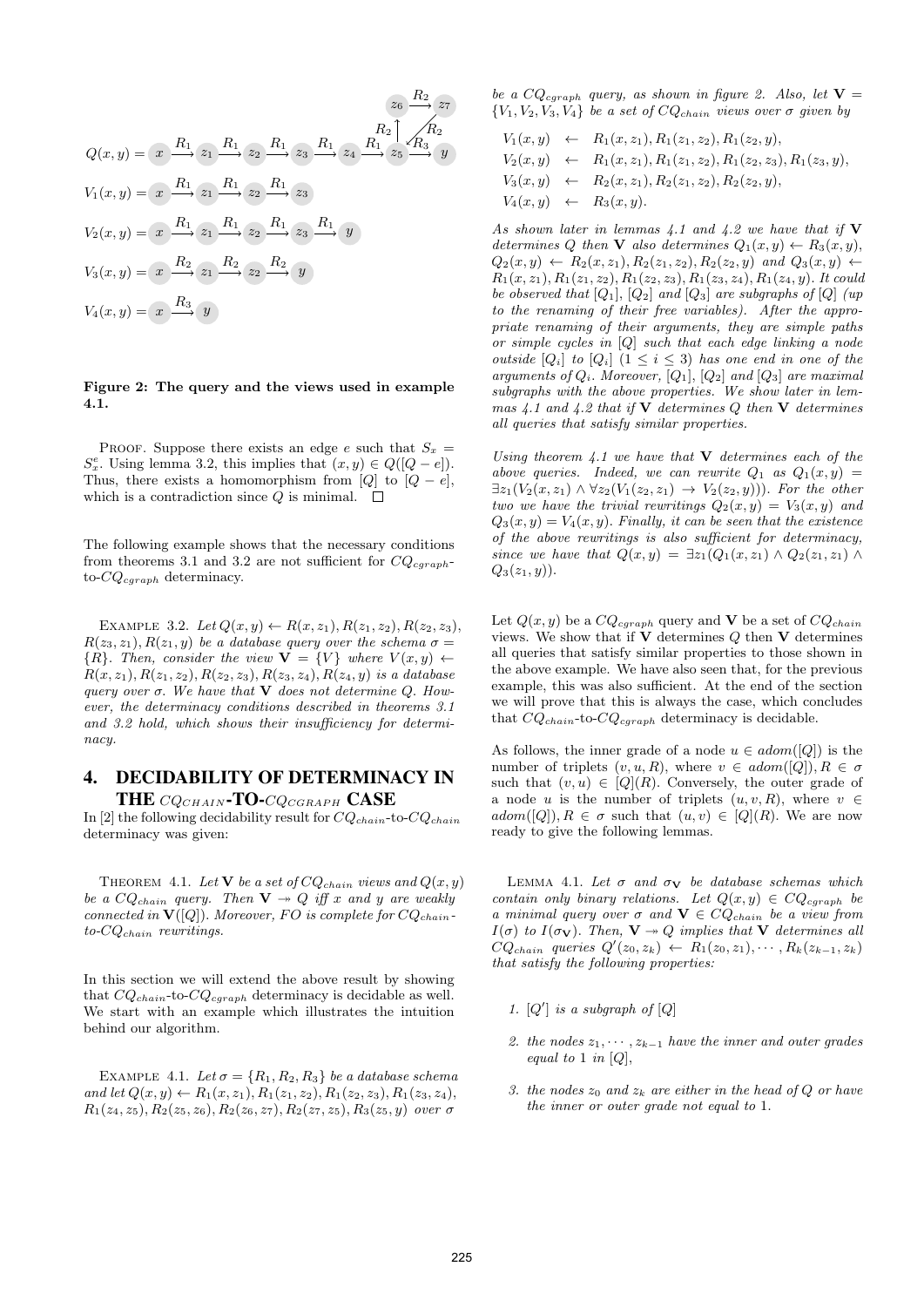$$Q(x,y) = x \xrightarrow{R_1} z_1 \xrightarrow{R_1} z_2 \xrightarrow{R_1} z_3 \xrightarrow{R_1} z_4 \xrightarrow{R_1} z_5 \xrightarrow{R_3} y, \quad z_5 \xrightarrow{R_2} z_6 \xrightarrow{R_2} z_7 \xrightarrow{R_2} z_5$$

$$V_1(x,y) = x \xrightarrow{R_1} z_1 \xrightarrow{R_1} z_2 \xrightarrow{R_1} z_3$$

$$V_2(x,y) = x \xrightarrow{R_1} z_1 \xrightarrow{R_1} z_2 \xrightarrow{R_1} z_3 \xrightarrow{R_1} y$$

$$V_3(x,y) = x \xrightarrow{R_2} z_1 \xrightarrow{R_2} z_2 \xrightarrow{R_2} y$$

$$V_4(x,y) = x \xrightarrow{R_3} y$$

**Figure 2: The query and the views used in example 4.1.**

PROOF. Suppose there exists an edge $e$ such that $S_x = S_x^e$. Using lemma 3.2, this implies that $(x, y) \in Q([Q - e])$. Thus, there exists a homomorphism from $[Q]$ to $[Q - e]$, which is a contradiction since $Q$ is minimal. $\square$

The following example shows that the necessary conditions from theorems 3.1 and 3.2 are not sufficient for $CQ_{cgraph}$-to-$CQ_{cgraph}$ determinacy.

EXAMPLE 3.2. *Let $Q(x, y) \leftarrow R(x, z_1), R(z_1, z_2), R(z_2, z_3), R(z_3, z_1), R(z_1, y)$ be a database query over the schema $\sigma = \{R\}$. Then, consider the view $\mathbf{V} = \{V\}$ where $V(x, y) \leftarrow R(x, z_1), R(z_1, z_2), R(z_2, z_3), R(z_3, z_4), R(z_4, y)$ is a database query over $\sigma$. We have that $\mathbf{V}$ does not determine $Q$. However, the determinacy conditions described in theorems 3.1 and 3.2 hold, which shows their insufficiency for determinacy.*

## 4. DECIDABILITY OF DETERMINACY IN THE $CQ_{CHAIN}$-TO-$CQ_{CGRAPH}$ CASE

In [2] the following decidability result for $CQ_{chain}$-to-$CQ_{chain}$ determinacy was given:

THEOREM 4.1. *Let $\mathbf{V}$ be a set of $CQ_{chain}$ views and $Q(x, y)$ be a $CQ_{chain}$ query. Then $\mathbf{V} \twoheadrightarrow Q$ iff $x$ and $y$ are weakly connected in $\mathbf{V}([Q])$. Moreover, FO is complete for $CQ_{chain}$-to-$CQ_{chain}$ rewritings.*

In this section we will extend the above result by showing that $CQ_{chain}$-to-$CQ_{cgraph}$ determinacy is decidable as well. We start with an example which illustrates the intuition behind our algorithm.

EXAMPLE 4.1. *Let $\sigma = \{R_1, R_2, R_3\}$ be a database schema and let $Q(x, y) \leftarrow R_1(x, z_1), R_1(z_1, z_2), R_1(z_2, z_3), R_1(z_3, z_4), R_1(z_4, z_5), R_2(z_5, z_6), R_2(z_6, z_7), R_2(z_7, z_5), R_3(z_5, y)$ over $\sigma$ be a $CQ_{cgraph}$ query, as shown in figure 2. Also, let $\mathbf{V} = \{V_1, V_2, V_3, V_4\}$ be a set of $CQ_{chain}$ views over $\sigma$ given by*

$$
\begin{aligned}
V_1(x, y) &\leftarrow R_1(x, z_1), R_1(z_1, z_2), R_1(z_2, y),\\
V_2(x, y) &\leftarrow R_1(x, z_1), R_1(z_1, z_2), R_1(z_2, z_3), R_1(z_3, y),\\
V_3(x, y) &\leftarrow R_2(x, z_1), R_2(z_1, z_2), R_2(z_2, y),\\
V_4(x, y) &\leftarrow R_3(x, y).
\end{aligned}
$$

*As shown later in lemmas 4.1 and 4.2 we have that if $\mathbf{V}$ determines $Q$ then $\mathbf{V}$ also determines $Q_1(x, y) \leftarrow R_3(x, y)$, $Q_2(x, y) \leftarrow R_2(x, z_1), R_2(z_1, z_2), R_2(z_2, y)$ and $Q_3(x, y) \leftarrow R_1(x, z_1), R_1(z_1, z_2), R_1(z_2, z_3), R_1(z_3, z_4), R_1(z_4, y)$. It could be observed that $[Q_1]$, $[Q_2]$ and $[Q_3]$ are subgraphs of $[Q]$ (up to the renaming of their free variables). After the appropriate renaming of their arguments, they are simple paths or simple cycles in $[Q]$ such that each edge linking a node outside $[Q_i]$ to $[Q_i]$ ($1 \le i \le 3$) has one end in one of the arguments of $Q_i$. Moreover, $[Q_1]$, $[Q_2]$ and $[Q_3]$ are maximal subgraphs with the above properties. We show later in lemmas 4.1 and 4.2 that if $\mathbf{V}$ determines $Q$ then $\mathbf{V}$ determines all queries that satisfy similar properties.*

*Using theorem 4.1 we have that $\mathbf{V}$ determines each of the above queries. Indeed, we can rewrite $Q_1$ as $Q_1(x, y) = \exists z_1(V_2(x, z_1) \wedge \forall z_2(V_1(z_2, z_1) \rightarrow V_2(z_2, y)))$. For the other two we have the trivial rewritings $Q_2(x, y) = V_3(x, y)$ and $Q_3(x, y) = V_4(x, y)$. Finally, it can be seen that the existence of the above rewritings is also sufficient for determinacy, since we have that $Q(x, y) = \exists z_1(Q_1(x, z_1) \wedge Q_2(z_1, z_1) \wedge Q_3(z_1, y))$.*

Let $Q(x, y)$ be a $CQ_{cgraph}$ query and $\mathbf{V}$ be a set of $CQ_{chain}$ views. We show that if $\mathbf{V}$ determines $Q$ then $\mathbf{V}$ determines all queries that satisfy similar properties to those shown in the above example. We have also seen that, for the previous example, this was also sufficient. At the end of the section we will prove that this is always the case, which concludes that $CQ_{chain}$-to-$CQ_{cgraph}$ determinacy is decidable.

As follows, the inner grade of a node $u \in adom([Q])$ is the number of triplets $(v, u, R)$, where $v \in adom([Q]), R \in \sigma$ such that $(v, u) \in [Q](R)$. Conversely, the outer grade of a node $u$ is the number of triplets $(u, v, R)$, where $v \in adom([Q]), R \in \sigma$ such that $(u, v) \in [Q](R)$. We are now ready to give the following lemmas.

LEMMA 4.1. *Let $\sigma$ and $\sigma_{\mathbf{V}}$ be database schemas which contain only binary relations. Let $Q(x, y) \in CQ_{cgraph}$ be a minimal query over $\sigma$ and $\mathbf{V} \in CQ_{chain}$ be a view from $I(\sigma)$ to $I(\sigma_{\mathbf{V}})$. Then, $\mathbf{V} \twoheadrightarrow Q$ implies that $\mathbf{V}$ determines all $CQ_{chain}$ queries $Q'(z_0, z_k) \leftarrow R_1(z_0, z_1), \cdots, R_k(z_{k-1}, z_k)$ that satisfy the following properties:*

1. *$[Q']$ is a subgraph of $[Q]$*
2. *the nodes $z_1, \cdots, z_{k-1}$ have the inner and outer grades equal to 1 in $[Q]$,*
3. *the nodes $z_0$ and $z_k$ are either in the head of $Q$ or have the inner or outer grade not equal to 1.*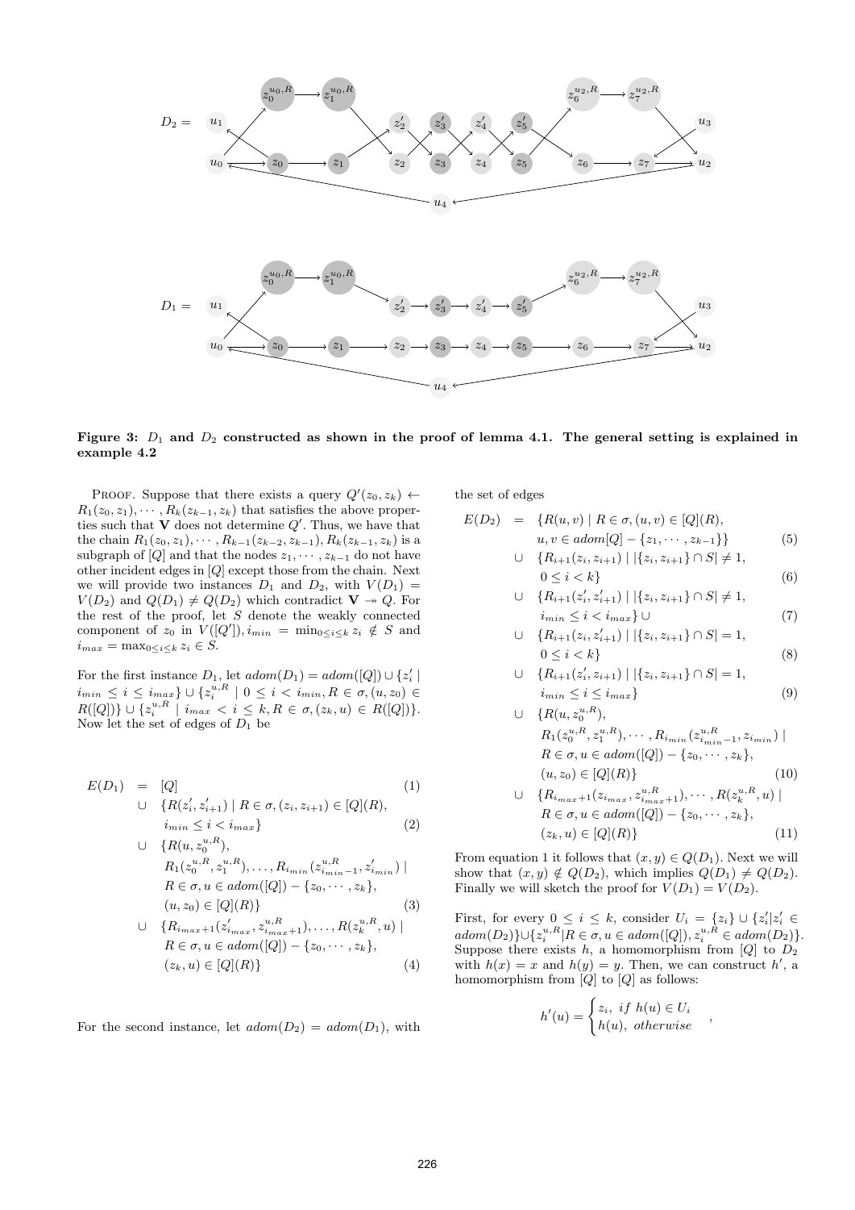**Figure 3: $D_1$ and $D_2$ constructed as shown in the proof of lemma 4.1. The general setting is explained in example 4.2**

PROOF. Suppose that there exists a query $Q'(z_0, z_k) \leftarrow R_1(z_0, z_1), \cdots, R_k(z_{k-1}, z_k)$ that satisfies the above properties such that $\mathbf{V}$ does not determine $Q'$. Thus, we have that the chain $R_1(z_0, z_1), \cdots, R_{k-1}(z_{k-2}, z_{k-1}), R_k(z_{k-1}, z_k)$ is a subgraph of $[Q]$ and that the nodes $z_1, \cdots, z_{k-1}$ do not have other incident edges in $[Q]$ except those from the chain. Next we will provide two instances $D_1$ and $D_2$, with $V(D_1) = V(D_2)$ and $Q(D_1) \neq Q(D_2)$ which contradict $\mathbf{V} \twoheadrightarrow Q$. For the rest of the proof, let $S$ denote the weakly connected component of $z_0$ in $V([Q'])$, $i_{min} = \min_{0 \leq i \leq k} z_i \notin S$ and $i_{max} = \max_{0 \leq i \leq k} z_i \in S$.

For the first instance $D_1$, let $adom(D_1) = adom([Q]) \cup \{z'_i \mid i_{min} \leq i \leq i_{max}\} \cup \{z_i^{u,R} \mid 0 \leq i < i_{min}, R \in \sigma, (u, z_0) \in R([Q])\} \cup \{z_i^{u,R} \mid i_{max} < i \leq k, R \in \sigma, (z_k, u) \in R([Q])\}$. Now let the set of edges of $D_1$ be

$$
\begin{aligned}
E(D_1) \;=\; & [Q] && (1)\\
\cup\; & \{R(z'_i, z'_{i+1}) \mid R \in \sigma, (z_i, z_{i+1}) \in [Q](R), \\
& \quad i_{min} \leq i < i_{max}\} && (2)\\
\cup\; & \{R(u, z_0^{u,R}), \\
& \quad R_1(z_0^{u,R}, z_1^{u,R}), \ldots, R_{i_{min}}(z_{i_{min}-1}^{u,R}, z'_{i_{min}}) \mid \\
& \quad R \in \sigma, u \in adom([Q]) - \{z_0, \cdots, z_k\}, \\
& \quad (u, z_0) \in [Q](R)\} && (3)\\
\cup\; & \{R_{i_{max}+1}(z'_{i_{max}}, z_{i_{max}+1}^{u,R}), \ldots, R(z_k^{u,R}, u) \mid \\
& \quad R \in \sigma, u \in adom([Q]) - \{z_0, \cdots, z_k\}, \\
& \quad (z_k, u) \in [Q](R)\} && (4)
\end{aligned}
$$

For the second instance, let $adom(D_2) = adom(D_1)$, with the set of edges

$$
\begin{aligned}
E(D_2) \;=\; & \{R(u, v) \mid R \in \sigma, (u, v) \in [Q](R), \\
& \quad u, v \in adom[Q] - \{z_1, \cdots, z_{k-1}\}\} && (5)\\
\cup\; & \{R_{i+1}(z_i, z_{i+1}) \mid |\{z_i, z_{i+1}\} \cap S| \neq 1, \\
& \quad 0 \leq i < k\} && (6)\\
\cup\; & \{R_{i+1}(z'_i, z'_{i+1}) \mid |\{z_i, z_{i+1}\} \cap S| \neq 1, \\
& \quad i_{min} \leq i < i_{max}\} \cup && (7)\\
\cup\; & \{R_{i+1}(z_i, z'_{i+1}) \mid |\{z_i, z_{i+1}\} \cap S| = 1, \\
& \quad 0 \leq i < k\} && (8)\\
\cup\; & \{R_{i+1}(z'_i, z_{i+1}) \mid |\{z_i, z_{i+1}\} \cap S| = 1, \\
& \quad i_{min} \leq i \leq i_{max}\} && (9)\\
\cup\; & \{R(u, z_0^{u,R}), \\
& \quad R_1(z_0^{u,R}, z_1^{u,R}), \cdots, R_{i_{min}}(z_{i_{min}-1}^{u,R}, z_{i_{min}}) \mid \\
& \quad R \in \sigma, u \in adom([Q]) - \{z_0, \cdots, z_k\}, \\
& \quad (u, z_0) \in [Q](R)\} && (10)\\
\cup\; & \{R_{i_{max}+1}(z_{i_{max}}, z_{i_{max}+1}^{u,R}), \cdots, R(z_k^{u,R}, u) \mid \\
& \quad R \in \sigma, u \in adom([Q]) - \{z_0, \cdots, z_k\}, \\
& \quad (z_k, u) \in [Q](R)\} && (11)
\end{aligned}
$$

From equation 1 it follows that $(x, y) \in Q(D_1)$. Next we will show that $(x, y) \notin Q(D_2)$, which implies $Q(D_1) \neq Q(D_2)$. Finally we will sketch the proof for $V(D_1) = V(D_2)$.

First, for every $0 \leq i \leq k$, consider $U_i = \{z_i\} \cup \{z'_i \mid z'_i \in adom(D_2)\} \cup \{z_i^{u,R} \mid R \in \sigma, u \in adom([Q]), z_i^{u,R} \in adom(D_2)\}$. Suppose there exists $h$, a homomorphism from $[Q]$ to $D_2$ with $h(x) = x$ and $h(y) = y$. Then, we can construct $h'$, a homomorphism from $[Q]$ to $[Q]$ as follows:

$$
h'(u) = \begin{cases} z_i, \; if \; h(u) \in U_i \\ h(u), \; otherwise \end{cases},
$$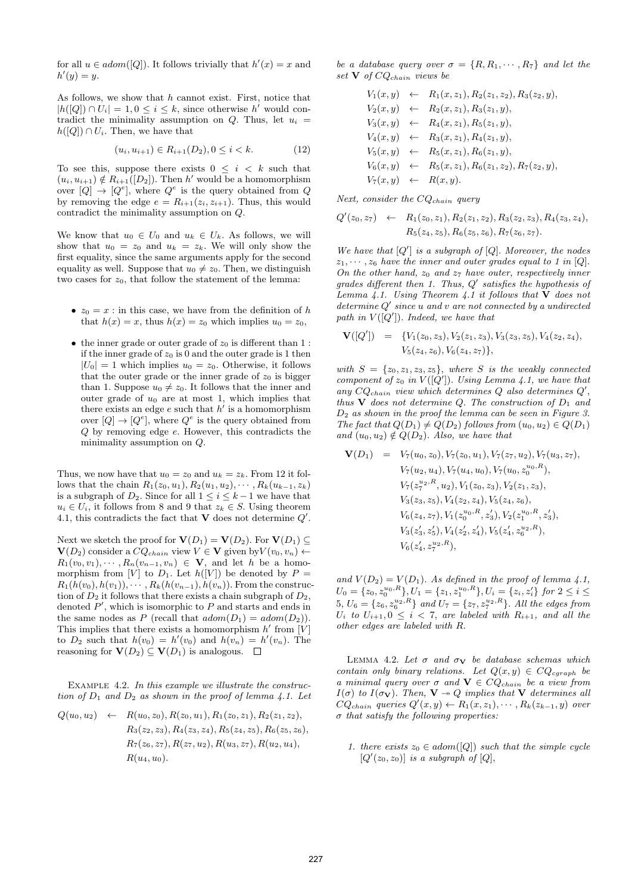for all $u \in adom([Q])$. It follows trivially that $h'(x) = x$ and $h'(y) = y$.

As follows, we show that $h$ cannot exist. First, notice that $|h([Q]) \cap U_i| = 1, 0 \leq i \leq k$, since otherwise $h'$ would contradict the minimality assumption on $Q$. Thus, let $u_i = h([Q]) \cap U_i$. Then, we have that

$$(u_i, u_{i+1}) \in R_{i+1}(D_2), 0 \leq i < k. \tag{12}$$

To see this, suppose there exists $0 \leq i < k$ such that $(u_i, u_{i+1}) \notin R_{i+1}([D_2])$. Then $h'$ would be a homomorphism over $[Q] \to [Q^e]$, where $Q^e$ is the query obtained from $Q$ by removing the edge $e = R_{i+1}(z_i, z_{i+1})$. Thus, this would contradict the minimality assumption on $Q$.

We know that $u_0 \in U_0$ and $u_k \in U_k$. As follows, we will show that $u_0 = z_0$ and $u_k = z_k$. We will only show the first equality, since the same arguments apply for the second equality as well. Suppose that $u_0 \neq z_0$. Then, we distinguish two cases for $z_0$, that follow the statement of the lemma:

- $z_0 = x$ : in this case, we have from the definition of $h$ that $h(x) = x$, thus $h(x) = z_0$ which implies $u_0 = z_0$,
- the inner grade or outer grade of $z_0$ is different than 1 : if the inner grade of $z_0$ is 0 and the outer grade is 1 then $|U_0| = 1$ which implies $u_0 = z_0$. Otherwise, it follows that the outer grade or the inner grade of $z_0$ is bigger than 1. Suppose $u_0 \neq z_0$. It follows that the inner and outer grade of $u_0$ are at most 1, which implies that there exists an edge $e$ such that $h'$ is a homomorphism over $[Q] \to [Q^e]$, where $Q^e$ is the query obtained from $Q$ by removing edge $e$. However, this contradicts the minimality assumption on $Q$.

Thus, we now have that $u_0 = z_0$ and $u_k = z_k$. From 12 it follows that the chain $R_1(z_0, u_1), R_2(u_1, u_2), \cdots, R_k(u_{k-1}, z_k)$ is a subgraph of $D_2$. Since for all $1 \leq i \leq k-1$ we have that $u_i \in U_i$, it follows from 8 and 9 that $z_k \in S$. Using theorem 4.1, this contradicts the fact that $\mathbf{V}$ does not determine $Q'$.

Next we sketch the proof for $\mathbf{V}(D_1) = \mathbf{V}(D_2)$. For $\mathbf{V}(D_1) \subseteq \mathbf{V}(D_2)$ consider a $CQ_{chain}$ view $V \in \mathbf{V}$ given by$V(v_0, v_n) \leftarrow R_1(v_0, v_1), \cdots, R_n(v_{n-1}, v_n) \in \mathbf{V}$, and let $h$ be a homomorphism from $[V]$ to $D_1$. Let $h([V])$ be denoted by $P = R_1(h(v_0), h(v_1)), \cdots, R_k(h(v_{n-1}), h(v_n))$. From the construction of $D_2$ it follows that there exists a chain subgraph of $D_2$, denoted $P'$, which is isomorphic to $P$ and starts and ends in the same nodes as $P$ (recall that $adom(D_1) = adom(D_2)$). This implies that there exists a homomorphism $h'$ from $[V]$ to $D_2$ such that $h(v_0) = h'(v_0)$ and $h(v_n) = h'(v_n)$. The reasoning for $\mathbf{V}(D_2) \subseteq \mathbf{V}(D_1)$ is analogous. $\square$

EXAMPLE 4.2. *In this example we illustrate the construction of $D_1$ and $D_2$ as shown in the proof of lemma 4.1. Let*

$$\begin{aligned} Q(u_0, u_2) \leftarrow\ & R(u_0, z_0), R(z_0, u_1), R_1(z_0, z_1), R_2(z_1, z_2), \\ & R_3(z_2, z_3), R_4(z_3, z_4), R_5(z_4, z_5), R_6(z_5, z_6), \\ & R_7(z_6, z_7), R(z_7, u_2), R(u_3, z_7), R(u_2, u_4), \\ & R(u_4, u_0). \end{aligned}$$

*be a database query over $\sigma = \{R, R_1, \cdots, R_7\}$ and let the set $\mathbf{V}$ of $CQ_{chain}$ views be*

$$\begin{aligned} V_1(x, y) &\leftarrow R_1(x, z_1), R_2(z_1, z_2), R_3(z_2, y), \\ V_2(x, y) &\leftarrow R_2(x, z_1), R_3(z_1, y), \\ V_3(x, y) &\leftarrow R_4(x, z_1), R_5(z_1, y), \\ V_4(x, y) &\leftarrow R_3(x, z_1), R_4(z_1, y), \\ V_5(x, y) &\leftarrow R_5(x, z_1), R_6(z_1, y), \\ V_6(x, y) &\leftarrow R_5(x, z_1), R_6(z_1, z_2), R_7(z_2, y), \\ V_7(x, y) &\leftarrow R(x, y). \end{aligned}$$

*Next, consider the $CQ_{chain}$ query*

$$\begin{aligned} Q'(z_0, z_7) \leftarrow\ & R_1(z_0, z_1), R_2(z_1, z_2), R_3(z_2, z_3), R_4(z_3, z_4), \\ & R_5(z_4, z_5), R_6(z_5, z_6), R_7(z_6, z_7). \end{aligned}$$

*We have that $[Q']$ is a subgraph of $[Q]$. Moreover, the nodes $z_1, \cdots, z_6$ have the inner and outer grades equal to 1 in $[Q]$. On the other hand, $z_0$ and $z_7$ have outer, respectively inner grades different then 1. Thus, $Q'$ satisfies the hypothesis of Lemma 4.1. Using Theorem 4.1 it follows that $\mathbf{V}$ does not determine $Q'$ since $u$ and $v$ are not connected by a undirected path in $V([Q'])$. Indeed, we have that*

$$\begin{aligned} \mathbf{V}([Q']) = \ & \{V_1(z_0, z_3), V_2(z_1, z_3), V_3(z_3, z_5), V_4(z_2, z_4), \\ & V_5(z_4, z_6), V_6(z_4, z_7)\}, \end{aligned}$$

*with $S = \{z_0, z_1, z_3, z_5\}$, where $S$ is the weakly connected component of $z_0$ in $V([Q'])$. Using Lemma 4.1, we have that any $CQ_{chain}$ view which determines $Q$ also determines $Q'$, thus $\mathbf{V}$ does not determine $Q$. The construction of $D_1$ and $D_2$ as shown in the proof the lemma can be seen in Figure 3. The fact that $Q(D_1) \neq Q(D_2)$ follows from $(u_0, u_2) \in Q(D_1)$ and $(u_0, u_2) \notin Q(D_2)$. Also, we have that*

$$\begin{aligned} \mathbf{V}(D_1) = \ & V_7(u_0, z_0), V_7(z_0, u_1), V_7(z_7, u_2), V_7(u_3, z_7), \\ & V_7(u_2, u_4), V_7(u_4, u_0), V_7(u_0, z_0^{u_0,R}), \\ & V_7(z_7^{u_2,R}, u_2), V_1(z_0, z_3), V_2(z_1, z_3), \\ & V_3(z_3, z_5), V_4(z_2, z_4), V_5(z_4, z_6), \\ & V_6(z_4, z_7), V_1(z_0^{u_0,R}, z_3'), V_2(z_1^{u_0,R}, z_3'), \\ & V_3(z_3', z_5'), V_4(z_2', z_4'), V_5(z_4', z_6^{u_2,R}), \\ & V_6(z_4', z_7^{u_2,R}), \end{aligned}$$

*and $V(D_2) = V(D_1)$. As defined in the proof of lemma 4.1, $U_0 = \{z_0, z_0^{u_0,R}\}, U_1 = \{z_1, z_1^{u_0,R}\}, U_i = \{z_i, z_i'\}$ for $2 \leq i \leq 5$, $U_6 = \{z_6, z_6^{u_2,R}\}$ and $U_7 = \{z_7, z_7^{u_2,R}\}$. All the edges from $U_i$ to $U_{i+1}, 0 \leq i < 7$, are labeled with $R_{i+1}$, and all the other edges are labeled with $R$.*

LEMMA 4.2. *Let $\sigma$ and $\sigma_{\mathbf{V}}$ be database schemas which contain only binary relations. Let $Q(x, y) \in CQ_{cgraph}$ be a minimal query over $\sigma$ and $\mathbf{V} \in CQ_{chain}$ be a view from $I(\sigma)$ to $I(\sigma_{\mathbf{V}})$. Then, $\mathbf{V} \twoheadrightarrow Q$ implies that $\mathbf{V}$ determines all $CQ_{chain}$ queries $Q'(x, y) \leftarrow R_1(x, z_1), \cdots, R_k(z_{k-1}, y)$ over $\sigma$ that satisfy the following properties:*

1. *there exists $z_0 \in adom([Q])$ such that the simple cycle $[Q'(z_0, z_0)]$ is a subgraph of $[Q]$,*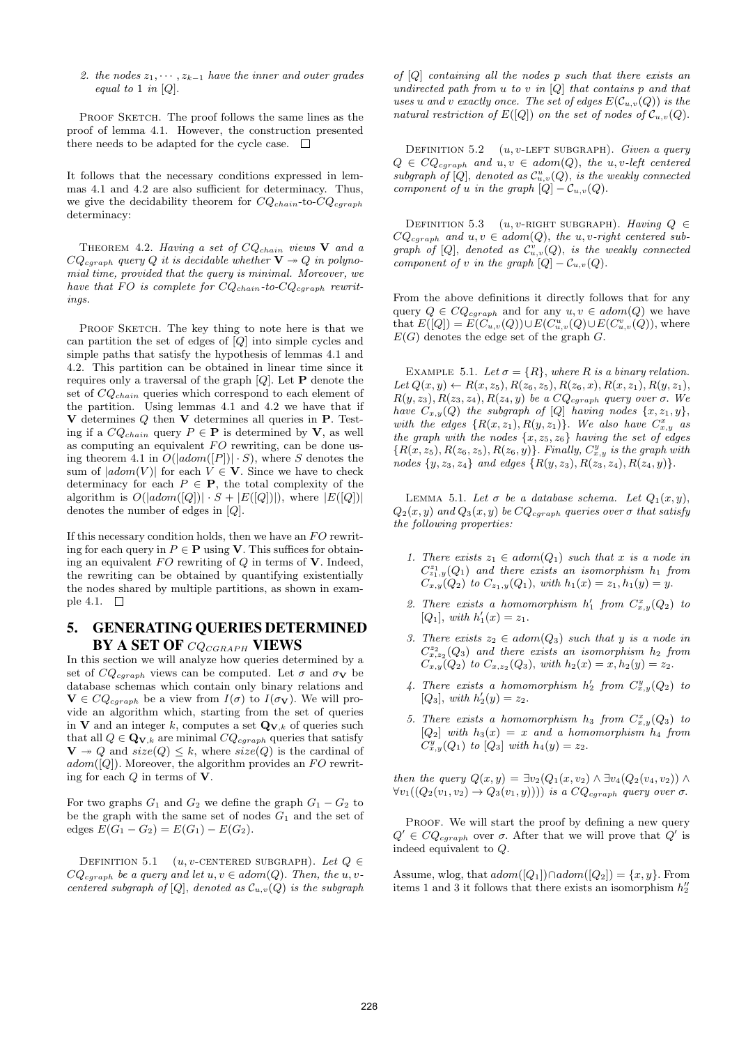2. the nodes $z_1, \cdots, z_{k-1}$ have the inner and outer grades equal to 1 in $[Q]$.

PROOF SKETCH. The proof follows the same lines as the proof of lemma 4.1. However, the construction presented there needs to be adapted for the cycle case. □

It follows that the necessary conditions expressed in lemmas 4.1 and 4.2 are also sufficient for determinacy. Thus, we give the decidability theorem for $CQ_{chain}$-to-$CQ_{cgraph}$ determinacy:

THEOREM 4.2. *Having a set of $CQ_{chain}$ views $\mathbf{V}$ and a $CQ_{cgraph}$ query $Q$ it is decidable whether $\mathbf{V} \twoheadrightarrow Q$ in polynomial time, provided that the query is minimal. Moreover, we have that FO is complete for $CQ_{chain}$-to-$CQ_{cgraph}$ rewritings.*

PROOF SKETCH. The key thing to note here is that we can partition the set of edges of $[Q]$ into simple cycles and simple paths that satisfy the hypothesis of lemmas 4.1 and 4.2. This partition can be obtained in linear time since it requires only a traversal of the graph $[Q]$. Let $\mathbf{P}$ denote the set of $CQ_{chain}$ queries which correspond to each element of the partition. Using lemmas 4.1 and 4.2 we have that if $\mathbf{V}$ determines $Q$ then $\mathbf{V}$ determines all queries in $\mathbf{P}$. Testing if a $CQ_{chain}$ query $P \in \mathbf{P}$ is determined by $\mathbf{V}$, as well as computing an equivalent $FO$ rewriting, can be done using theorem 4.1 in $O(|adom([P])| \cdot S)$, where $S$ denotes the sum of $|adom(V)|$ for each $V \in \mathbf{V}$. Since we have to check determinacy for each $P \in \mathbf{P}$, the total complexity of the algorithm is $O(|adom([Q])| \cdot S + |E([Q])|)$, where $|E([Q])|$ denotes the number of edges in $[Q]$.

If this necessary condition holds, then we have an $FO$ rewriting for each query in $P \in \mathbf{P}$ using $\mathbf{V}$. This suffices for obtaining an equivalent $FO$ rewriting of $Q$ in terms of $\mathbf{V}$. Indeed, the rewriting can be obtained by quantifying existentially the nodes shared by multiple partitions, as shown in example 4.1. □

## 5. GENERATING QUERIES DETERMINED BY A SET OF $CQ_{CGRAPH}$ VIEWS

In this section we will analyze how queries determined by a set of $CQ_{cgraph}$ views can be computed. Let $\sigma$ and $\sigma_{\mathbf{V}}$ be database schemas which contain only binary relations and $\mathbf{V} \in CQ_{cgraph}$ be a view from $I(\sigma)$ to $I(\sigma_{\mathbf{V}})$. We will provide an algorithm which, starting from the set of queries in $\mathbf{V}$ and an integer $k$, computes a set $\mathbf{Q}_{\mathbf{V},k}$ of queries such that all $Q \in \mathbf{Q}_{\mathbf{V},k}$ are minimal $CQ_{cgraph}$ queries that satisfy $\mathbf{V} \twoheadrightarrow Q$ and $size(Q) \leq k$, where $size(Q)$ is the cardinal of $adom([Q])$. Moreover, the algorithm provides an $FO$ rewriting for each $Q$ in terms of $\mathbf{V}$.

For two graphs $G_1$ and $G_2$ we define the graph $G_1 - G_2$ to be the graph with the same set of nodes $G_1$ and the set of edges $E(G_1 - G_2) = E(G_1) - E(G_2)$.

DEFINITION 5.1 ($u,v$-CENTERED SUBGRAPH). *Let $Q \in CQ_{cgraph}$ be a query and let $u, v \in adom(Q)$. Then, the $u,v$-centered subgraph of $[Q]$, denoted as $\mathcal{C}_{u,v}(Q)$ is the subgraph of $[Q]$ containing all the nodes $p$ such that there exists an undirected path from $u$ to $v$ in $[Q]$ that contains $p$ and that uses $u$ and $v$ exactly once. The set of edges $E(\mathcal{C}_{u,v}(Q))$ is the natural restriction of $E([Q])$ on the set of nodes of $\mathcal{C}_{u,v}(Q)$.*

DEFINITION 5.2 ($u,v$-LEFT SUBGRAPH). *Given a query $Q \in CQ_{cgraph}$ and $u, v \in adom(Q)$, the $u,v$-left centered subgraph of $[Q]$, denoted as $\mathcal{C}^u_{u,v}(Q)$, is the weakly connected component of $u$ in the graph $[Q] - \mathcal{C}_{u,v}(Q)$.*

DEFINITION 5.3 ($u,v$-RIGHT SUBGRAPH). *Having $Q \in CQ_{cgraph}$ and $u, v \in adom(Q)$, the $u,v$-right centered subgraph of $[Q]$, denoted as $\mathcal{C}^v_{u,v}(Q)$, is the weakly connected component of $v$ in the graph $[Q] - \mathcal{C}_{u,v}(Q)$.*

From the above definitions it directly follows that for any query $Q \in CQ_{cgraph}$ and for any $u, v \in adom(Q)$ we have that $E([Q]) = E(C_{u,v}(Q)) \cup E(C^u_{u,v}(Q)) \cup E(C^v_{u,v}(Q))$, where $E(G)$ denotes the edge set of the graph $G$.

EXAMPLE 5.1. *Let $\sigma = \{R\}$, where $R$ is a binary relation. Let $Q(x,y) \leftarrow R(x,z_5), R(z_6,z_5), R(z_6,x), R(x,z_1), R(y,z_1), R(y,z_3), R(z_3,z_4), R(z_4,y)$ be a $CQ_{cgraph}$ query over $\sigma$. We have $C_{x,y}(Q)$ the subgraph of $[Q]$ having nodes $\{x, z_1, y\}$, with the edges $\{R(x,z_1), R(y,z_1)\}$. We also have $C^x_{x,y}$ as the graph with the nodes $\{x, z_5, z_6\}$ having the set of edges $\{R(x,z_5), R(z_6,z_5), R(z_6,y)\}$. Finally, $C^y_{x,y}$ is the graph with nodes $\{y, z_3, z_4\}$ and edges $\{R(y,z_3), R(z_3,z_4), R(z_4,y)\}$.*

LEMMA 5.1. *Let $\sigma$ be a database schema. Let $Q_1(x,y)$, $Q_2(x,y)$ and $Q_3(x,y)$ be $CQ_{cgraph}$ queries over $\sigma$ that satisfy the following properties:*

1. *There exists $z_1 \in adom(Q_1)$ such that $x$ is a node in $C^{z_1}_{z_1,y}(Q_1)$ and there exists an isomorphism $h_1$ from $C_{x,y}(Q_2)$ to $C_{z_1,y}(Q_1)$, with $h_1(x) = z_1, h_1(y) = y$.*

2. *There exists a homomorphism $h'_1$ from $C^x_{x,y}(Q_2)$ to $[Q_1]$, with $h'_1(x) = z_1$.*

3. *There exists $z_2 \in adom(Q_3)$ such that $y$ is a node in $C^{z_2}_{x,z_2}(Q_3)$ and there exists an isomorphism $h_2$ from $C_{x,y}(Q_2)$ to $C_{x,z_2}(Q_3)$, with $h_2(x) = x, h_2(y) = z_2$.*

4. *There exists a homomorphism $h'_2$ from $C^y_{x,y}(Q_2)$ to $[Q_3]$, with $h'_2(y) = z_2$.*

5. *There exists a homomorphism $h_3$ from $C^x_{x,y}(Q_3)$ to $[Q_2]$ with $h_3(x) = x$ and a homomorphism $h_4$ from $C^y_{x,y}(Q_1)$ to $[Q_3]$ with $h_4(y) = z_2$.*

*then the query $Q(x,y) = \exists v_2(Q_1(x,v_2) \wedge \exists v_4(Q_2(v_4,v_2)) \wedge \forall v_1((Q_2(v_1,v_2) \rightarrow Q_3(v_1,y))))$ is a $CQ_{cgraph}$ query over $\sigma$.*

PROOF. We will start the proof by defining a new query $Q' \in CQ_{cgraph}$ over $\sigma$. After that we will prove that $Q'$ is indeed equivalent to $Q$.

Assume, wlog, that $adom([Q_1]) \cap adom([Q_2]) = \{x, y\}$. From items 1 and 3 it follows that there exists an isomorphism $h''_2$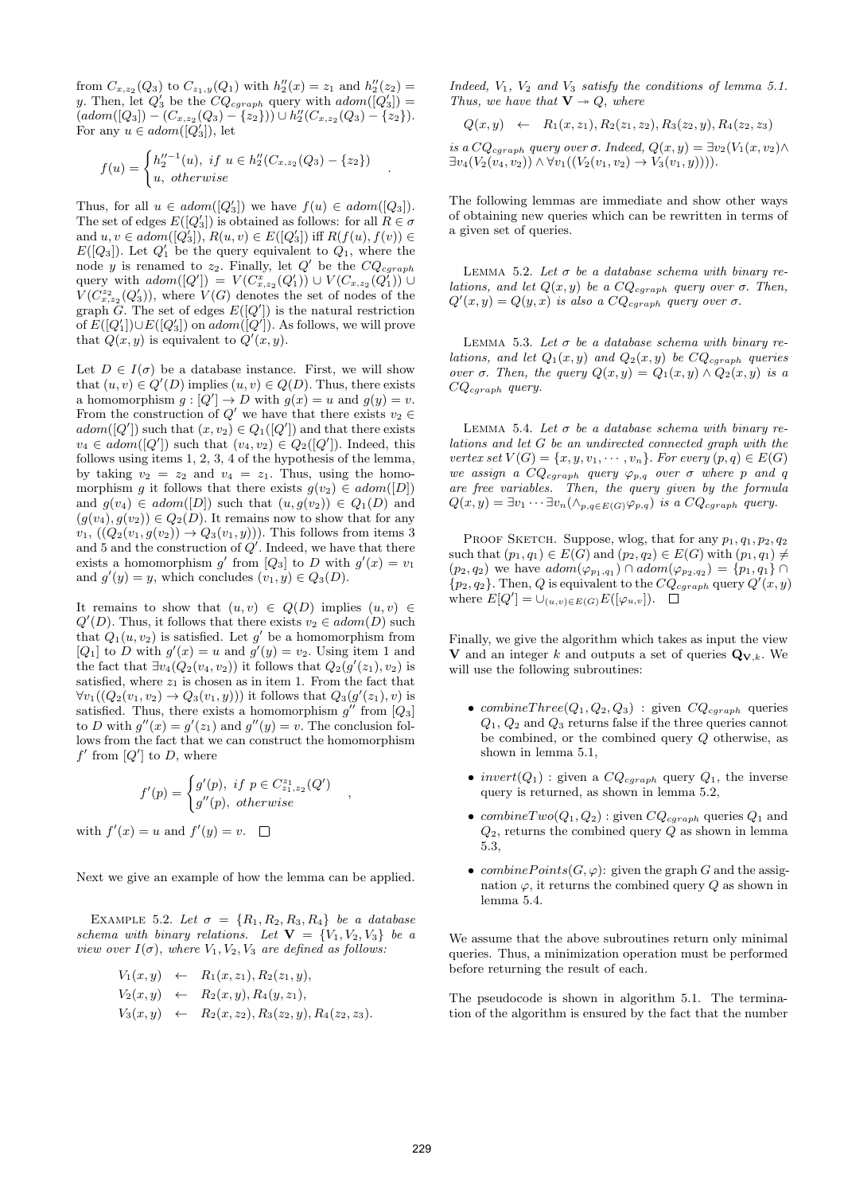from $C_{x,z_2}(Q_3)$ to $C_{z_1,y}(Q_1)$ with $h''_2(x) = z_1$ and $h''_2(z_2) = y$. Then, let $Q'_3$ be the $CQ_{cgraph}$ query with $adom([Q'_3]) = (adom([Q_3]) - (C_{x,z_2}(Q_3) - \{z_2\})) \cup h''_2(C_{x,z_2}(Q_3) - \{z_2\})$. For any $u \in adom([Q'_3])$, let

$$f(u) = \begin{cases} h_2''^{-1}(u), & \text{if } u \in h''_2(C_{x,z_2}(Q_3) - \{z_2\}) \\ u, & \text{otherwise} \end{cases}.$$

Thus, for all $u \in adom([Q'_3])$ we have $f(u) \in adom([Q_3])$. The set of edges $E([Q'_3])$ is obtained as follows: for all $R \in \sigma$ and $u, v \in adom([Q'_3])$, $R(u, v) \in E([Q'_3])$ iff $R(f(u), f(v)) \in E([Q_3])$. Let $Q'_1$ be the query equivalent to $Q_1$, where the node $y$ is renamed to $z_2$. Finally, let $Q'$ be the $CQ_{cgraph}$ query with $adom([Q']) = V(C^x_{x,z_2}(Q'_1)) \cup V(C_{x,z_2}(Q'_1)) \cup V(C^{z_2}_{x,z_2}(Q'_3))$, where $V(G)$ denotes the set of nodes of the graph $G$. The set of edges $E([Q'])$ is the natural restriction of $E([Q'_1]) \cup E([Q'_3])$ on $adom([Q'])$. As follows, we will prove that $Q(x, y)$ is equivalent to $Q'(x, y)$.

Let $D \in I(\sigma)$ be a database instance. First, we will show that $(u, v) \in Q'(D)$ implies $(u, v) \in Q(D)$. Thus, there exists a homomorphism $g : [Q'] \to D$ with $g(x) = u$ and $g(y) = v$. From the construction of $Q'$ we have that there exists $v_2 \in adom([Q'])$ such that $(x, v_2) \in Q_1([Q'])$ and that there exists $v_4 \in adom([Q'])$ such that $(v_4, v_2) \in Q_2([Q'])$. Indeed, this follows using items 1, 2, 3, 4 of the hypothesis of the lemma, by taking $v_2 = z_2$ and $v_4 = z_1$. Thus, using the homomorphism $g$ it follows that there exists $g(v_2) \in adom([D])$ and $g(v_4) \in adom([D])$ such that $(u, g(v_2)) \in Q_1(D)$ and $(g(v_4), g(v_2)) \in Q_2(D)$. It remains now to show that for any $v_1$, $((Q_2(v_1, g(v_2)) \to Q_3(v_1, y)))$. This follows from items 3 and 5 and the construction of $Q'$. Indeed, we have that there exists a homomorphism $g'$ from $[Q_3]$ to $D$ with $g'(x) = v_1$ and $g'(y) = y$, which concludes $(v_1, y) \in Q_3(D)$.

It remains to show that $(u, v) \in Q(D)$ implies $(u, v) \in Q'(D)$. Thus, it follows that there exists $v_2 \in adom(D)$ such that $Q_1(u, v_2)$ is satisfied. Let $g'$ be a homomorphism from $[Q_1]$ to $D$ with $g'(x) = u$ and $g'(y) = v_2$. Using item 1 and the fact that $\exists v_4(Q_2(v_4, v_2))$ it follows that $Q_2(g'(z_1), v_2)$ is satisfied, where $z_1$ is chosen as in item 1. From the fact that $\forall v_1((Q_2(v_1, v_2) \to Q_3(v_1, y)))$ it follows that $Q_3(g'(z_1), v)$ is satisfied. Thus, there exists a homomorphism $g''$ from $[Q_3]$ to $D$ with $g''(x) = g'(z_1)$ and $g''(y) = v$. The conclusion follows from the fact that we can construct the homomorphism $f'$ from $[Q']$ to $D$, where

$$f'(p) = \begin{cases} g'(p), & \text{if } p \in C^{z_1}_{z_1,z_2}(Q') \\ g''(p), & \text{otherwise} \end{cases},$$

with $f'(x) = u$ and $f'(y) = v$. $\square$

Next we give an example of how the lemma can be applied.

Example 5.2. *Let $\sigma = \{R_1, R_2, R_3, R_4\}$ be a database schema with binary relations. Let $\mathbf{V} = \{V_1, V_2, V_3\}$ be a view over $I(\sigma)$, where $V_1, V_2, V_3$ are defined as follows:*

$$\begin{aligned} V_1(x, y) &\leftarrow R_1(x, z_1), R_2(z_1, y), \\ V_2(x, y) &\leftarrow R_2(x, y), R_4(y, z_1), \\ V_3(x, y) &\leftarrow R_2(x, z_2), R_3(z_2, y), R_4(z_2, z_3). \end{aligned}$$

*Indeed, $V_1$, $V_2$ and $V_3$ satisfy the conditions of lemma 5.1. Thus, we have that $\mathbf{V} \twoheadrightarrow Q$, where*

$$Q(x, y) \leftarrow R_1(x, z_1), R_2(z_1, z_2), R_3(z_2, y), R_4(z_2, z_3)$$

*is a $CQ_{cgraph}$ query over $\sigma$. Indeed, $Q(x, y) = \exists v_2(V_1(x, v_2) \wedge \exists v_4(V_2(v_4, v_2)) \wedge \forall v_1((V_2(v_1, v_2) \to V_3(v_1, y))))$.*

The following lemmas are immediate and show other ways of obtaining new queries which can be rewritten in terms of a given set of queries.

Lemma 5.2. *Let $\sigma$ be a database schema with binary relations, and let $Q(x, y)$ be a $CQ_{cgraph}$ query over $\sigma$. Then, $Q'(x, y) = Q(y, x)$ is also a $CQ_{cgraph}$ query over $\sigma$.*

Lemma 5.3. *Let $\sigma$ be a database schema with binary relations, and let $Q_1(x, y)$ and $Q_2(x, y)$ be $CQ_{cgraph}$ queries over $\sigma$. Then, the query $Q(x, y) = Q_1(x, y) \wedge Q_2(x, y)$ is a $CQ_{cgraph}$ query.*

Lemma 5.4. *Let $\sigma$ be a database schema with binary relations and let $G$ be an undirected connected graph with the vertex set $V(G) = \{x, y, v_1, \cdots, v_n\}$. For every $(p, q) \in E(G)$ we assign a $CQ_{cgraph}$ query $\varphi_{p,q}$ over $\sigma$ where $p$ and $q$ are free variables. Then, the query given by the formula $Q(x, y) = \exists v_1 \cdots \exists v_n (\wedge_{p,q \in E(G)} \varphi_{p,q})$ is a $CQ_{cgraph}$ query.*

Proof Sketch. Suppose, wlog, that for any $p_1, q_1, p_2, q_2$ such that $(p_1, q_1) \in E(G)$ and $(p_2, q_2) \in E(G)$ with $(p_1, q_1) \neq (p_2, q_2)$ we have $adom(\varphi_{p_1,q_1}) \cap adom(\varphi_{p_2,q_2}) = \{p_1, q_1\} \cap \{p_2, q_2\}$. Then, $Q$ is equivalent to the $CQ_{cgraph}$ query $Q'(x, y)$ where $E[Q'] = \cup_{(u,v) \in E(G)} E([\varphi_{u,v}])$. $\square$

Finally, we give the algorithm which takes as input the view $\mathbf{V}$ and an integer $k$ and outputs a set of queries $\mathbf{Q}_{\mathbf{V},k}$. We will use the following subroutines:

- *combineThree*$(Q_1, Q_2, Q_3)$ : given $CQ_{cgraph}$ queries $Q_1$, $Q_2$ and $Q_3$ returns false if the three queries cannot be combined, or the combined query $Q$ otherwise, as shown in lemma 5.1,
- *invert*$(Q_1)$ : given a $CQ_{cgraph}$ query $Q_1$, the inverse query is returned, as shown in lemma 5.2,
- *combineTwo*$(Q_1, Q_2)$ : given $CQ_{cgraph}$ queries $Q_1$ and $Q_2$, returns the combined query $Q$ as shown in lemma 5.3,
- *combinePoints*$(G, \varphi)$: given the graph $G$ and the assignation $\varphi$, it returns the combined query $Q$ as shown in lemma 5.4.

We assume that the above subroutines return only minimal queries. Thus, a minimization operation must be performed before returning the result of each.

The pseudocode is shown in algorithm 5.1. The termination of the algorithm is ensured by the fact that the number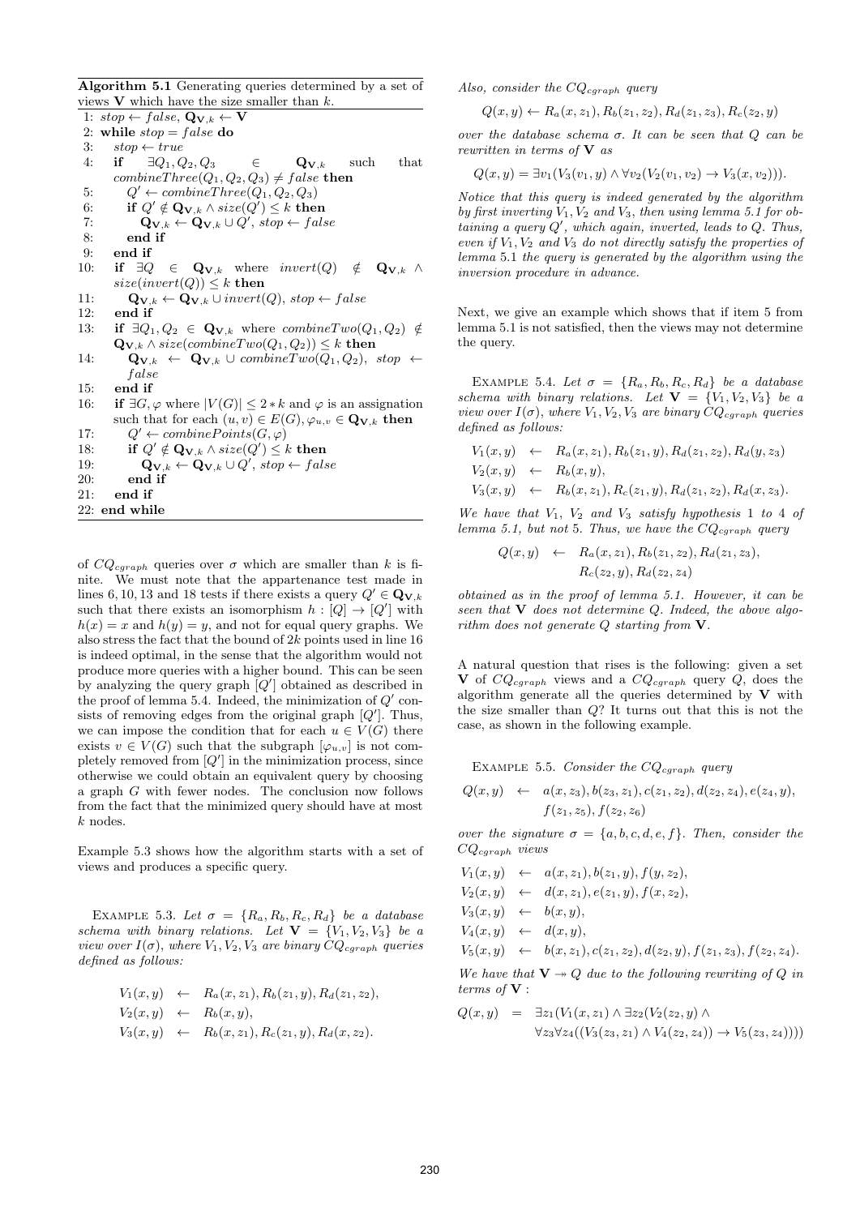**Algorithm 5.1** Generating queries determined by a set of views $\mathbf{V}$ which have the size smaller than $k$.

```
1: stop ← false, Q_{V,k} ← V
2: while stop = false do
3:   stop ← true
4:   if ∃Q1, Q2, Q3 ∈ Q_{V,k} such that combineThree(Q1, Q2, Q3) ≠ false then
5:     Q' ← combineThree(Q1, Q2, Q3)
6:     if Q' ∉ Q_{V,k} ∧ size(Q') ≤ k then
7:       Q_{V,k} ← Q_{V,k} ∪ Q', stop ← false
8:     end if
9:   end if
10:  if ∃Q ∈ Q_{V,k} where invert(Q) ∉ Q_{V,k} ∧ size(invert(Q)) ≤ k then
11:    Q_{V,k} ← Q_{V,k} ∪ invert(Q), stop ← false
12:  end if
13:  if ∃Q1, Q2 ∈ Q_{V,k} where combineTwo(Q1, Q2) ∉ Q_{V,k} ∧ size(combineTwo(Q1, Q2)) ≤ k then
14:    Q_{V,k} ← Q_{V,k} ∪ combineTwo(Q1, Q2), stop ← false
15:  end if
16:  if ∃G, φ where |V(G)| ≤ 2 * k and φ is an assignation such that for each (u, v) ∈ E(G), φ_{u,v} ∈ Q_{V,k} then
17:    Q' ← combinePoints(G, φ)
18:    if Q' ∉ Q_{V,k} ∧ size(Q') ≤ k then
19:      Q_{V,k} ← Q_{V,k} ∪ Q', stop ← false
20:    end if
21:  end if
22: end while
```

of $CQ_{cgraph}$ queries over $\sigma$ which are smaller than $k$ is finite. We must note that the appartenance test made in lines 6, 10, 13 and 18 tests if there exists a query $Q' \in \mathbf{Q}_{\mathbf{V},k}$ such that there exists an isomorphism $h : [Q] \to [Q']$ with $h(x) = x$ and $h(y) = y$, and not for equal query graphs. We also stress the fact that the bound of $2k$ points used in line 16 is indeed optimal, in the sense that the algorithm would not produce more queries with a higher bound. This can be seen by analyzing the query graph $[Q']$ obtained as described in the proof of lemma 5.4. Indeed, the minimization of $Q'$ consists of removing edges from the original graph $[Q']$. Thus, we can impose the condition that for each $u \in V(G)$ there exists $v \in V(G)$ such that the subgraph $[\varphi_{u,v}]$ is not completely removed from $[Q']$ in the minimization process, since otherwise we could obtain an equivalent query by choosing a graph $G$ with fewer nodes. The conclusion now follows from the fact that the minimized query should have at most $k$ nodes.

Example 5.3 shows how the algorithm starts with a set of views and produces a specific query.

Example 5.3. *Let $\sigma = \{R_a, R_b, R_c, R_d\}$ be a database schema with binary relations. Let $\mathbf{V} = \{V_1, V_2, V_3\}$ be a view over $I(\sigma)$, where $V_1, V_2, V_3$ are binary $CQ_{cgraph}$ queries defined as follows:*

$$
\begin{aligned}
V_1(x, y) &\leftarrow R_a(x, z_1), R_b(z_1, y), R_d(z_1, z_2),\\
V_2(x, y) &\leftarrow R_b(x, y),\\
V_3(x, y) &\leftarrow R_b(x, z_1), R_c(z_1, y), R_d(x, z_2).
\end{aligned}
$$

*Also, consider the $CQ_{cgraph}$ query*

$$Q(x, y) \leftarrow R_a(x, z_1), R_b(z_1, z_2), R_d(z_1, z_3), R_c(z_2, y)$$

*over the database schema $\sigma$. It can be seen that $Q$ can be rewritten in terms of $\mathbf{V}$ as*

$$Q(x, y) = \exists v_1(V_3(v_1, y) \wedge \forall v_2(V_2(v_1, v_2) \to V_3(x, v_2))).$$

*Notice that this query is indeed generated by the algorithm by first inverting $V_1, V_2$ and $V_3$, then using lemma 5.1 for obtaining a query $Q'$, which again, inverted, leads to $Q$. Thus, even if $V_1, V_2$ and $V_3$ do not directly satisfy the properties of lemma 5.1 the query is generated by the algorithm using the inversion procedure in advance.*

Next, we give an example which shows that if item 5 from lemma 5.1 is not satisfied, then the views may not determine the query.

Example 5.4. *Let $\sigma = \{R_a, R_b, R_c, R_d\}$ be a database schema with binary relations. Let $\mathbf{V} = \{V_1, V_2, V_3\}$ be a view over $I(\sigma)$, where $V_1, V_2, V_3$ are binary $CQ_{cgraph}$ queries defined as follows:*

$$
\begin{aligned}
V_1(x, y) &\leftarrow R_a(x, z_1), R_b(z_1, y), R_d(z_1, z_2), R_d(y, z_3)\\
V_2(x, y) &\leftarrow R_b(x, y),\\
V_3(x, y) &\leftarrow R_b(x, z_1), R_c(z_1, y), R_d(z_1, z_2), R_d(x, z_3).
\end{aligned}
$$

*We have that $V_1$, $V_2$ and $V_3$ satisfy hypothesis 1 to 4 of lemma 5.1, but not 5. Thus, we have the $CQ_{cgraph}$ query*

$$
\begin{aligned}
Q(x, y) \leftarrow\ & R_a(x, z_1), R_b(z_1, z_2), R_d(z_1, z_3),\\
& R_c(z_2, y), R_d(z_2, z_4)
\end{aligned}
$$

*obtained as in the proof of lemma 5.1. However, it can be seen that $\mathbf{V}$ does not determine $Q$. Indeed, the above algorithm does not generate $Q$ starting from $\mathbf{V}$.*

A natural question that rises is the following: given a set $\mathbf{V}$ of $CQ_{cgraph}$ views and a $CQ_{cgraph}$ query $Q$, does the algorithm generate all the queries determined by $\mathbf{V}$ with the size smaller than $Q$? It turns out that this is not the case, as shown in the following example.

Example 5.5. *Consider the $CQ_{cgraph}$ query*

$$
\begin{aligned}
Q(x, y) \leftarrow\ & a(x, z_3), b(z_3, z_1), c(z_1, z_2), d(z_2, z_4), e(z_4, y),\\
& f(z_1, z_5), f(z_2, z_6)
\end{aligned}
$$

*over the signature $\sigma = \{a, b, c, d, e, f\}$. Then, consider the $CQ_{cgraph}$ views*

$$
\begin{aligned}
V_1(x, y) &\leftarrow a(x, z_1), b(z_1, y), f(y, z_2),\\
V_2(x, y) &\leftarrow d(x, z_1), e(z_1, y), f(x, z_2),\\
V_3(x, y) &\leftarrow b(x, y),\\
V_4(x, y) &\leftarrow d(x, y),\\
V_5(x, y) &\leftarrow b(x, z_1), c(z_1, z_2), d(z_2, y), f(z_1, z_3), f(z_2, z_4).
\end{aligned}
$$

*We have that $\mathbf{V} \twoheadrightarrow Q$ due to the following rewriting of $Q$ in terms of $\mathbf{V}$ :*

$$
\begin{aligned}
Q(x, y) = \ & \exists z_1(V_1(x, z_1) \wedge \exists z_2(V_2(z_2, y) \wedge\\
& \forall z_3 \forall z_4((V_3(z_3, z_1) \wedge V_4(z_2, z_4)) \to V_5(z_3, z_4))))
\end{aligned}
$$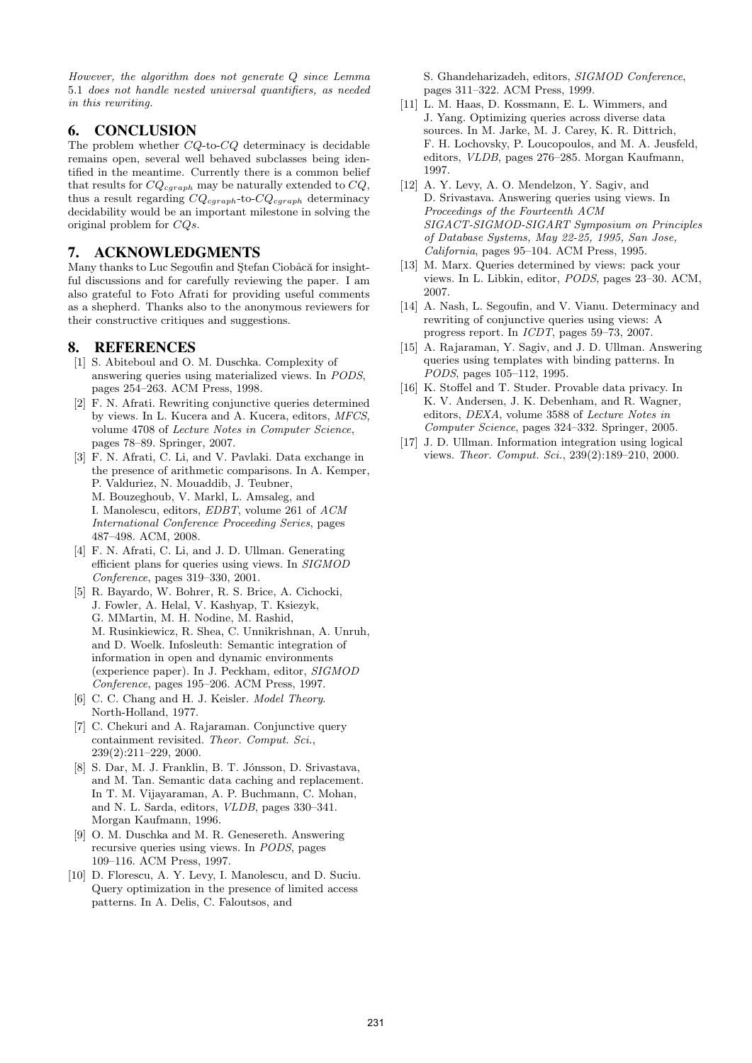*However, the algorithm does not generate Q since Lemma 5.1 does not handle nested universal quantifiers, as needed in this rewriting.*

## 6. CONCLUSION

The problem whether *CQ*-to-*CQ* determinacy is decidable remains open, several well behaved subclasses being identified in the meantime. Currently there is a common belief that results for $CQ_{cgraph}$ may be naturally extended to $CQ$, thus a result regarding $CQ_{cgraph}$-to-$CQ_{cgraph}$ determinacy decidability would be an important milestone in solving the original problem for *CQs*.

## 7. ACKNOWLEDGMENTS

Many thanks to Luc Segoufin and Ştefan Ciobâcă for insightful discussions and for carefully reviewing the paper. I am also grateful to Foto Afrati for providing useful comments as a shepherd. Thanks also to the anonymous reviewers for their constructive critiques and suggestions.

## 8. REFERENCES

[1] S. Abiteboul and O. M. Duschka. Complexity of answering queries using materialized views. In *PODS*, pages 254–263. ACM Press, 1998.

[2] F. N. Afrati. Rewriting conjunctive queries determined by views. In L. Kucera and A. Kucera, editors, *MFCS*, volume 4708 of *Lecture Notes in Computer Science*, pages 78–89. Springer, 2007.

[3] F. N. Afrati, C. Li, and V. Pavlaki. Data exchange in the presence of arithmetic comparisons. In A. Kemper, P. Valduriez, N. Mouaddib, J. Teubner, M. Bouzeghoub, V. Markl, L. Amsaleg, and I. Manolescu, editors, *EDBT*, volume 261 of *ACM International Conference Proceeding Series*, pages 487–498. ACM, 2008.

[4] F. N. Afrati, C. Li, and J. D. Ullman. Generating efficient plans for queries using views. In *SIGMOD Conference*, pages 319–330, 2001.

[5] R. Bayardo, W. Bohrer, R. S. Brice, A. Cichocki, J. Fowler, A. Helal, V. Kashyap, T. Ksiezyk, G. MMartin, M. H. Nodine, M. Rashid, M. Rusinkiewicz, R. Shea, C. Unnikrishnan, A. Unruh, and D. Woelk. Infosleuth: Semantic integration of information in open and dynamic environments (experience paper). In J. Peckham, editor, *SIGMOD Conference*, pages 195–206. ACM Press, 1997.

[6] C. C. Chang and H. J. Keisler. *Model Theory*. North-Holland, 1977.

[7] C. Chekuri and A. Rajaraman. Conjunctive query containment revisited. *Theor. Comput. Sci.*, 239(2):211–229, 2000.

[8] S. Dar, M. J. Franklin, B. T. Jónsson, D. Srivastava, and M. Tan. Semantic data caching and replacement. In T. M. Vijayaraman, A. P. Buchmann, C. Mohan, and N. L. Sarda, editors, *VLDB*, pages 330–341. Morgan Kaufmann, 1996.

[9] O. M. Duschka and M. R. Genesereth. Answering recursive queries using views. In *PODS*, pages 109–116. ACM Press, 1997.

[10] D. Florescu, A. Y. Levy, I. Manolescu, and D. Suciu. Query optimization in the presence of limited access patterns. In A. Delis, C. Faloutsos, and S. Ghandeharizadeh, editors, *SIGMOD Conference*, pages 311–322. ACM Press, 1999.

[11] L. M. Haas, D. Kossmann, E. L. Wimmers, and J. Yang. Optimizing queries across diverse data sources. In M. Jarke, M. J. Carey, K. R. Dittrich, F. H. Lochovsky, P. Loucopoulos, and M. A. Jeusfeld, editors, *VLDB*, pages 276–285. Morgan Kaufmann, 1997.

[12] A. Y. Levy, A. O. Mendelzon, Y. Sagiv, and D. Srivastava. Answering queries using views. In *Proceedings of the Fourteenth ACM SIGACT-SIGMOD-SIGART Symposium on Principles of Database Systems, May 22-25, 1995, San Jose, California*, pages 95–104. ACM Press, 1995.

[13] M. Marx. Queries determined by views: pack your views. In L. Libkin, editor, *PODS*, pages 23–30. ACM, 2007.

[14] A. Nash, L. Segoufin, and V. Vianu. Determinacy and rewriting of conjunctive queries using views: A progress report. In *ICDT*, pages 59–73, 2007.

[15] A. Rajaraman, Y. Sagiv, and J. D. Ullman. Answering queries using templates with binding patterns. In *PODS*, pages 105–112, 1995.

[16] K. Stoffel and T. Studer. Provable data privacy. In K. V. Andersen, J. K. Debenham, and R. Wagner, editors, *DEXA*, volume 3588 of *Lecture Notes in Computer Science*, pages 324–332. Springer, 2005.

[17] J. D. Ullman. Information integration using logical views. *Theor. Comput. Sci.*, 239(2):189–210, 2000.